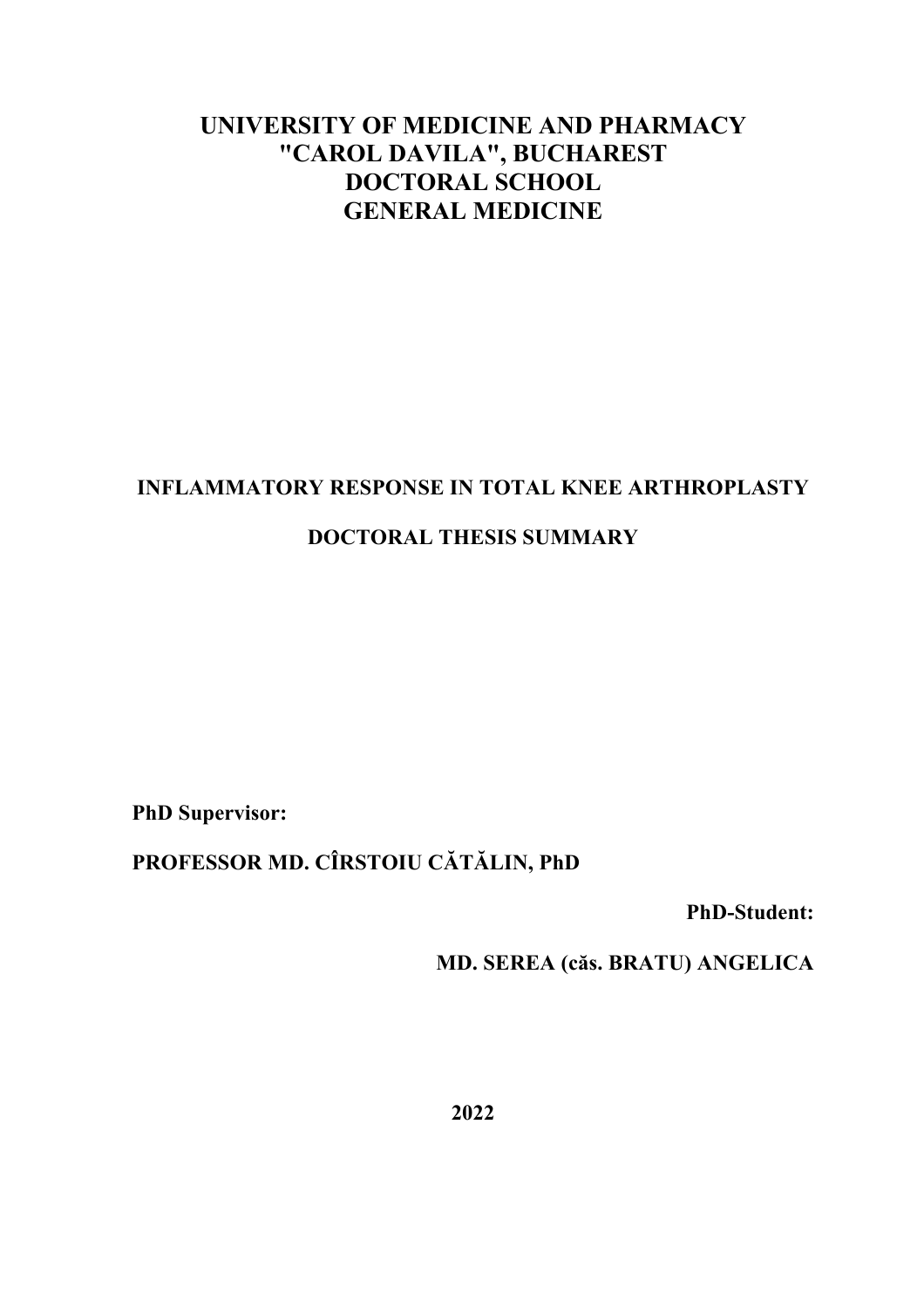# UNIVERSITY OF MEDICINE AND PHARMACY "CAROL DAVILA", BUCHAREST DOCTORAL SCHOOL GENERAL MEDICINE

## INFLAMMATORY RESPONSE IN TOTAL KNEE ARTHROPLASTY

## DOCTORAL THESIS SUMMARY

**PhD Supervisor:**

**PROFESSOR MD. CÎRSTOIU CĂTĂLIN, PhD**

**PhD-Student:**

**MD. SEREA (căs. BRATU) ANGELICA**

**2022**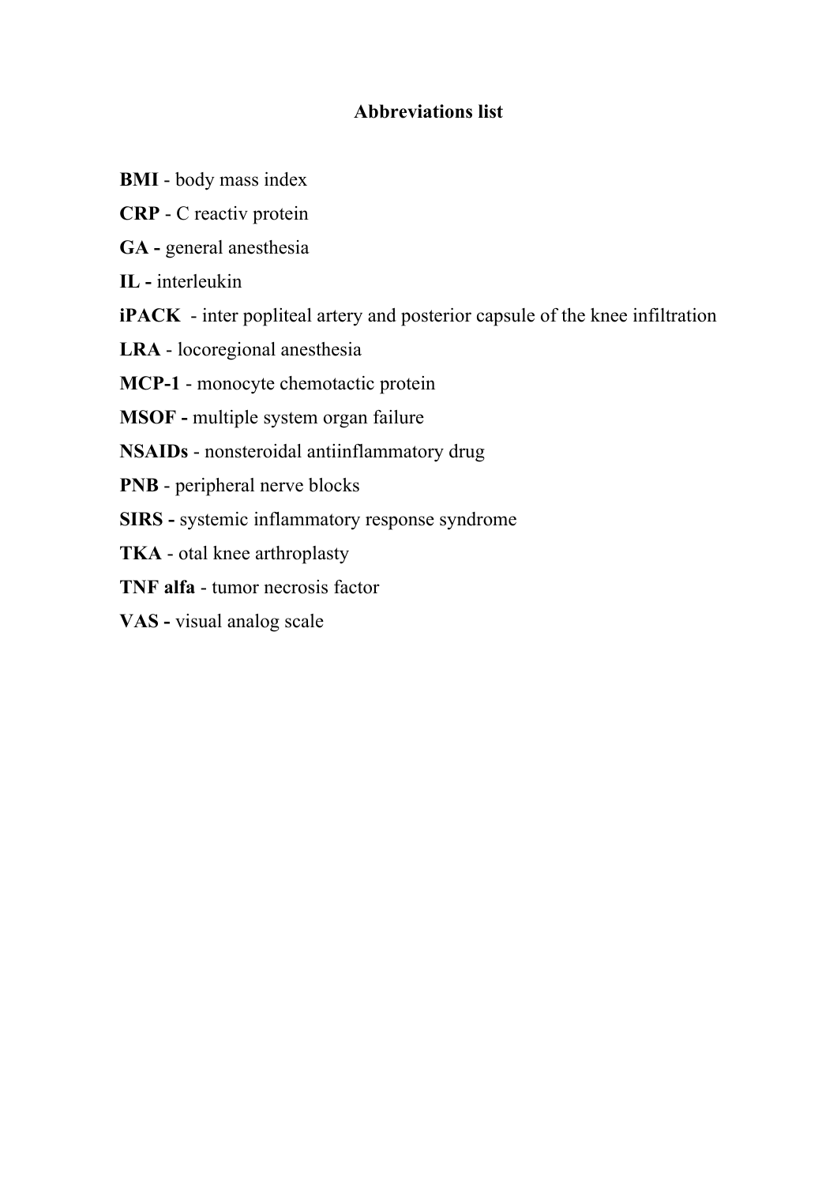# Abbreviations list

**BMI** - body mass index

**CRP** - C reactiv protein

**GA -** general anesthesia

**IL -** interleukin

**iPACK** - inter popliteal artery and posterior capsule of the knee infiltration

**LRA** - locoregional anesthesia

**MCP-1** - monocyte chemotactic protein

**MSOF -** multiple system organ failure

**NSAIDs** - nonsteroidal antiinflammatory drug

**PNB** - peripheral nerve blocks

**SIRS -** systemic inflammatory response syndrome

**TKA** - otal knee arthroplasty

**TNF alfa** - tumor necrosis factor

**VAS -** visual analog scale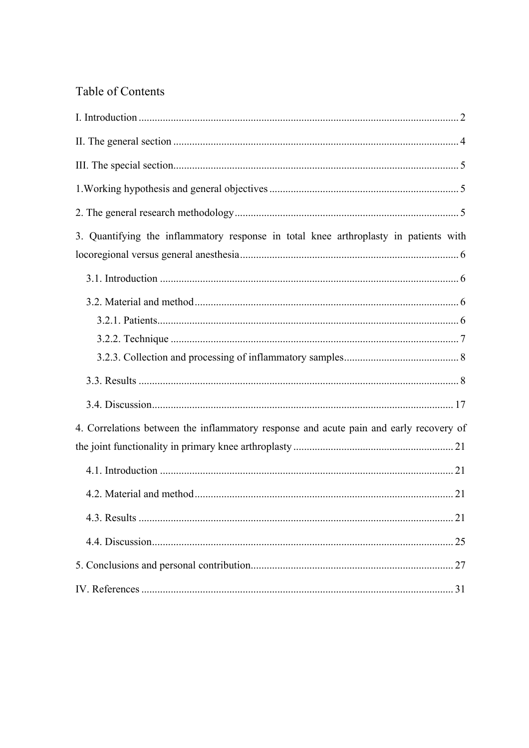# Table of Contents

I. Introduction ........................................................................................................ 2

II. The general section ............................................................................................. 4

III. The special section............................................................................................. 5

1.Working hypothesis and general objectives ........................................................ 5

2. The general research methodology ..................................................................... 5

3. Quantifying the inflammatory response in total knee arthroplasty in patients with locoregional versus general anesthesia .................................................................. 6

- 3.1. Introduction ................................................................................................. 6
- 3.2. Material and method .................................................................................... 6
  - 3.2.1. Patients.................................................................................................. 6
  - 3.2.2. Technique ............................................................................................. 7
  - 3.2.3. Collection and processing of inflammatory samples............................ 8
- 3.3. Results ......................................................................................................... 8
- 3.4. Discussion.................................................................................................. 17

4. Correlations between the inflammatory response and acute pain and early recovery of the joint functionality in primary knee arthroplasty ............................................ 21

- 4.1. Introduction ............................................................................................... 21
- 4.2. Material and method .................................................................................. 21
- 4.3. Results ....................................................................................................... 21
- 4.4. Discussion.................................................................................................. 25

5. Conclusions and personal contribution............................................................. 27

IV. References ....................................................................................................... 31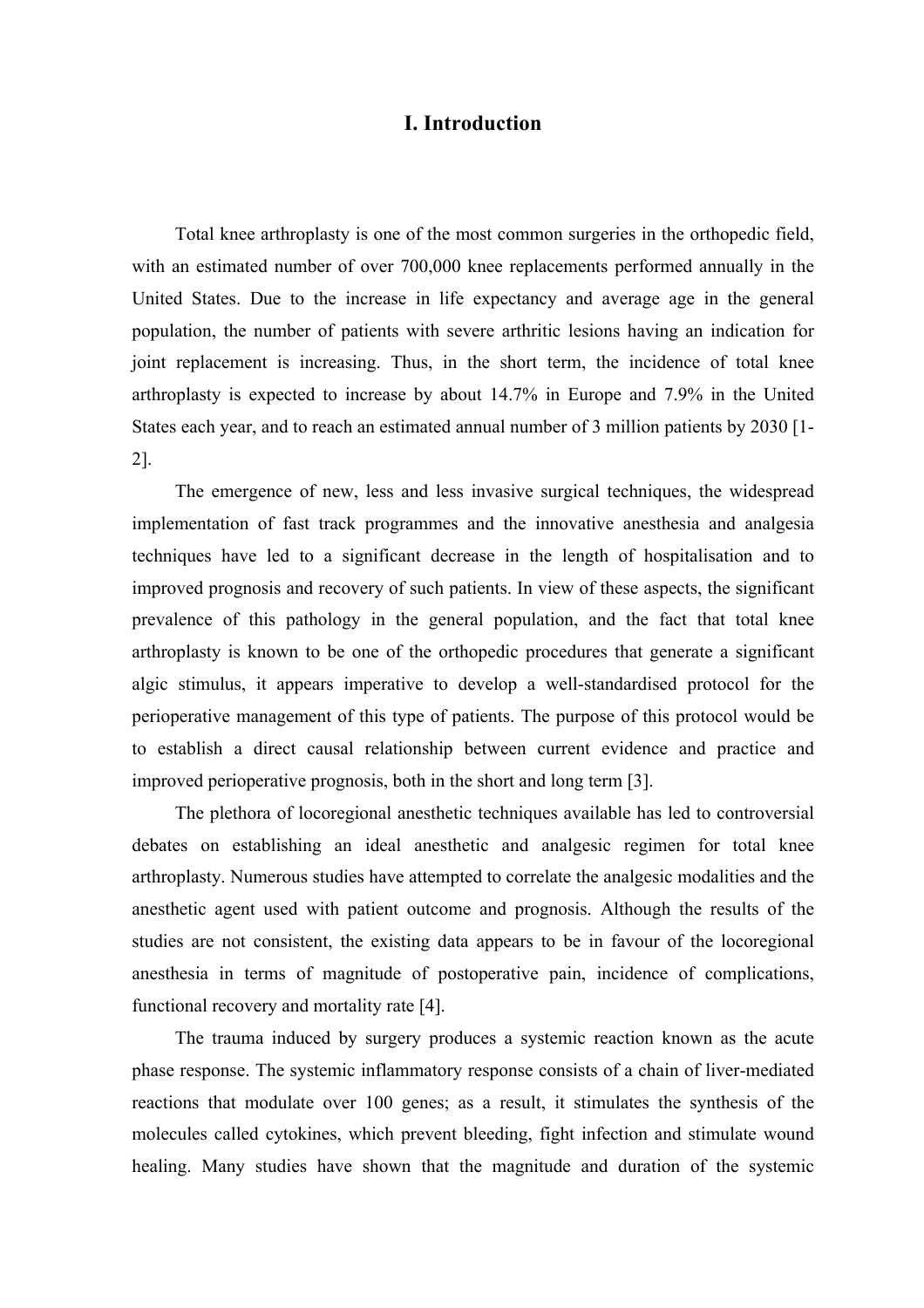# I. Introduction

Total knee arthroplasty is one of the most common surgeries in the orthopedic field, with an estimated number of over 700,000 knee replacements performed annually in the United States. Due to the increase in life expectancy and average age in the general population, the number of patients with severe arthritic lesions having an indication for joint replacement is increasing. Thus, in the short term, the incidence of total knee arthroplasty is expected to increase by about 14.7% in Europe and 7.9% in the United States each year, and to reach an estimated annual number of 3 million patients by 2030 [1-2].

The emergence of new, less and less invasive surgical techniques, the widespread implementation of fast track programmes and the innovative anesthesia and analgesia techniques have led to a significant decrease in the length of hospitalisation and to improved prognosis and recovery of such patients. In view of these aspects, the significant prevalence of this pathology in the general population, and the fact that total knee arthroplasty is known to be one of the orthopedic procedures that generate a significant algic stimulus, it appears imperative to develop a well-standardised protocol for the perioperative management of this type of patients. The purpose of this protocol would be to establish a direct causal relationship between current evidence and practice and improved perioperative prognosis, both in the short and long term [3].

The plethora of locoregional anesthetic techniques available has led to controversial debates on establishing an ideal anesthetic and analgesic regimen for total knee arthroplasty. Numerous studies have attempted to correlate the analgesic modalities and the anesthetic agent used with patient outcome and prognosis. Although the results of the studies are not consistent, the existing data appears to be in favour of the locoregional anesthesia in terms of magnitude of postoperative pain, incidence of complications, functional recovery and mortality rate [4].

The trauma induced by surgery produces a systemic reaction known as the acute phase response. The systemic inflammatory response consists of a chain of liver-mediated reactions that modulate over 100 genes; as a result, it stimulates the synthesis of the molecules called cytokines, which prevent bleeding, fight infection and stimulate wound healing. Many studies have shown that the magnitude and duration of the systemic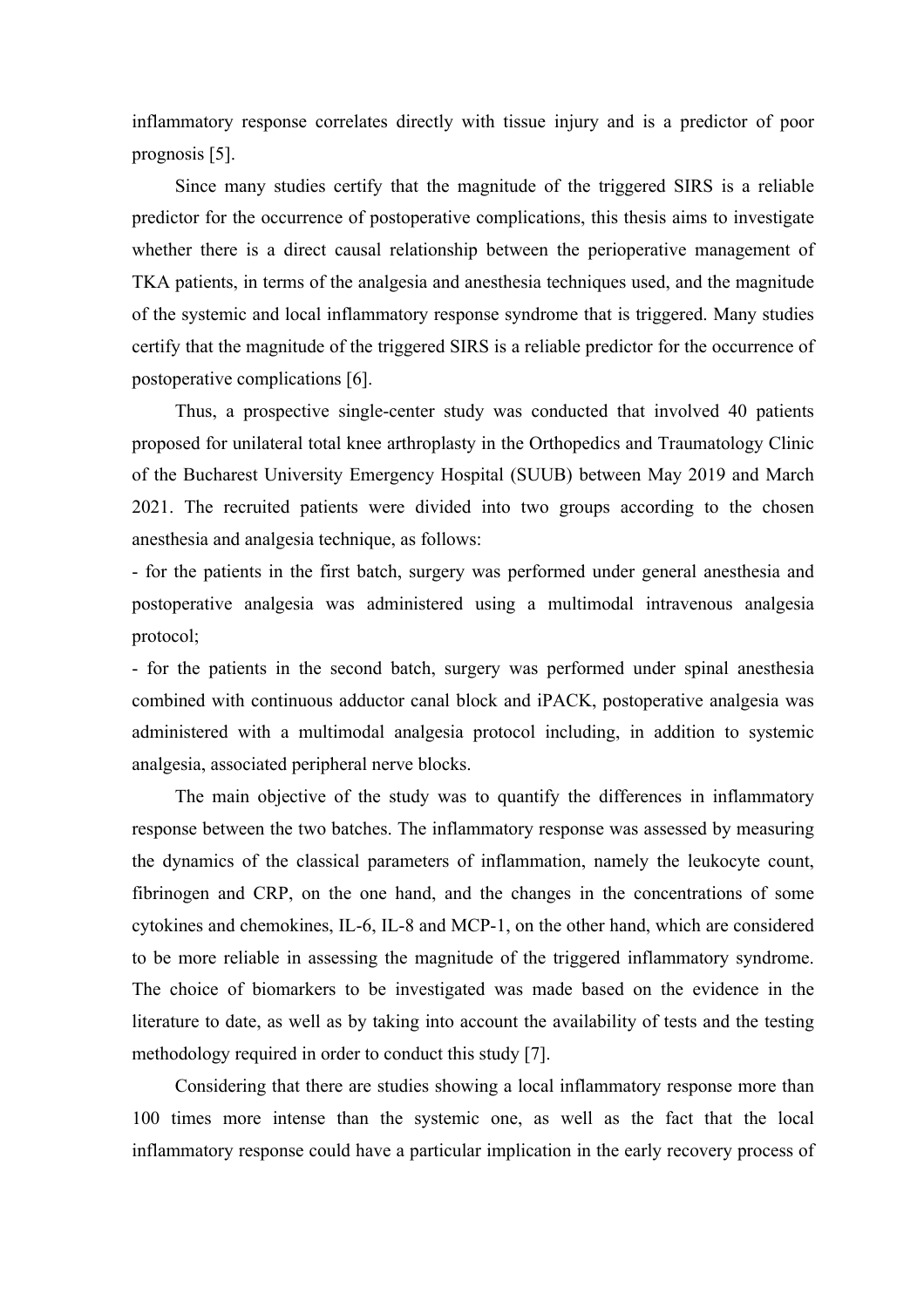inflammatory response correlates directly with tissue injury and is a predictor of poor prognosis [5].

Since many studies certify that the magnitude of the triggered SIRS is a reliable predictor for the occurrence of postoperative complications, this thesis aims to investigate whether there is a direct causal relationship between the perioperative management of TKA patients, in terms of the analgesia and anesthesia techniques used, and the magnitude of the systemic and local inflammatory response syndrome that is triggered. Many studies certify that the magnitude of the triggered SIRS is a reliable predictor for the occurrence of postoperative complications [6].

Thus, a prospective single-center study was conducted that involved 40 patients proposed for unilateral total knee arthroplasty in the Orthopedics and Traumatology Clinic of the Bucharest University Emergency Hospital (SUUB) between May 2019 and March 2021. The recruited patients were divided into two groups according to the chosen anesthesia and analgesia technique, as follows:

- for the patients in the first batch, surgery was performed under general anesthesia and postoperative analgesia was administered using a multimodal intravenous analgesia protocol;
- for the patients in the second batch, surgery was performed under spinal anesthesia combined with continuous adductor canal block and iPACK, postoperative analgesia was administered with a multimodal analgesia protocol including, in addition to systemic analgesia, associated peripheral nerve blocks.

The main objective of the study was to quantify the differences in inflammatory response between the two batches. The inflammatory response was assessed by measuring the dynamics of the classical parameters of inflammation, namely the leukocyte count, fibrinogen and CRP, on the one hand, and the changes in the concentrations of some cytokines and chemokines, IL-6, IL-8 and MCP-1, on the other hand, which are considered to be more reliable in assessing the magnitude of the triggered inflammatory syndrome. The choice of biomarkers to be investigated was made based on the evidence in the literature to date, as well as by taking into account the availability of tests and the testing methodology required in order to conduct this study [7].

Considering that there are studies showing a local inflammatory response more than 100 times more intense than the systemic one, as well as the fact that the local inflammatory response could have a particular implication in the early recovery process of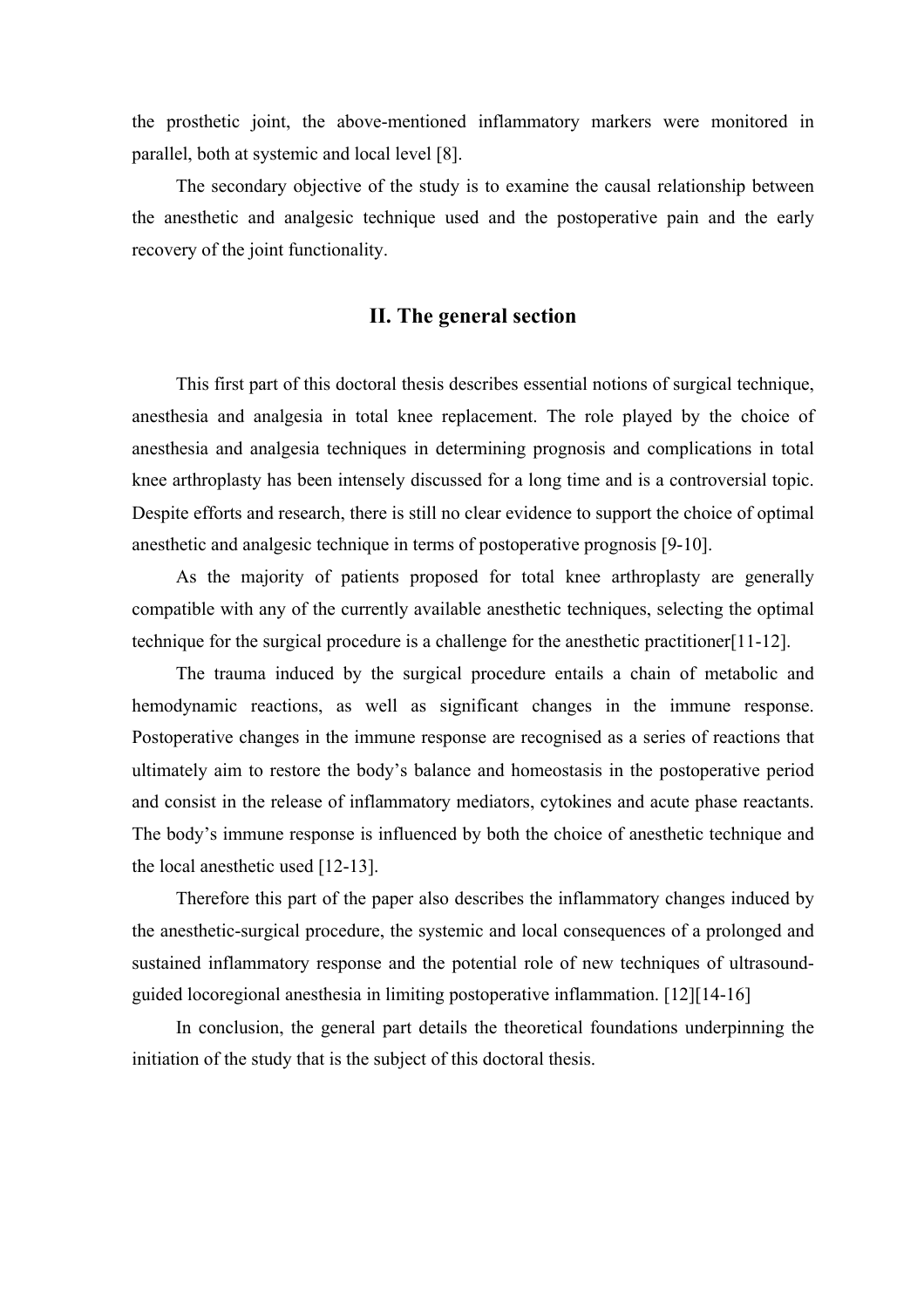the prosthetic joint, the above-mentioned inflammatory markers were monitored in parallel, both at systemic and local level [8].

The secondary objective of the study is to examine the causal relationship between the anesthetic and analgesic technique used and the postoperative pain and the early recovery of the joint functionality.

## II. The general section

This first part of this doctoral thesis describes essential notions of surgical technique, anesthesia and analgesia in total knee replacement. The role played by the choice of anesthesia and analgesia techniques in determining prognosis and complications in total knee arthroplasty has been intensely discussed for a long time and is a controversial topic. Despite efforts and research, there is still no clear evidence to support the choice of optimal anesthetic and analgesic technique in terms of postoperative prognosis [9-10].

As the majority of patients proposed for total knee arthroplasty are generally compatible with any of the currently available anesthetic techniques, selecting the optimal technique for the surgical procedure is a challenge for the anesthetic practitioner[11-12].

The trauma induced by the surgical procedure entails a chain of metabolic and hemodynamic reactions, as well as significant changes in the immune response. Postoperative changes in the immune response are recognised as a series of reactions that ultimately aim to restore the body's balance and homeostasis in the postoperative period and consist in the release of inflammatory mediators, cytokines and acute phase reactants. The body's immune response is influenced by both the choice of anesthetic technique and the local anesthetic used [12-13].

Therefore this part of the paper also describes the inflammatory changes induced by the anesthetic-surgical procedure, the systemic and local consequences of a prolonged and sustained inflammatory response and the potential role of new techniques of ultrasound-guided locoregional anesthesia in limiting postoperative inflammation. [12][14-16]

In conclusion, the general part details the theoretical foundations underpinning the initiation of the study that is the subject of this doctoral thesis.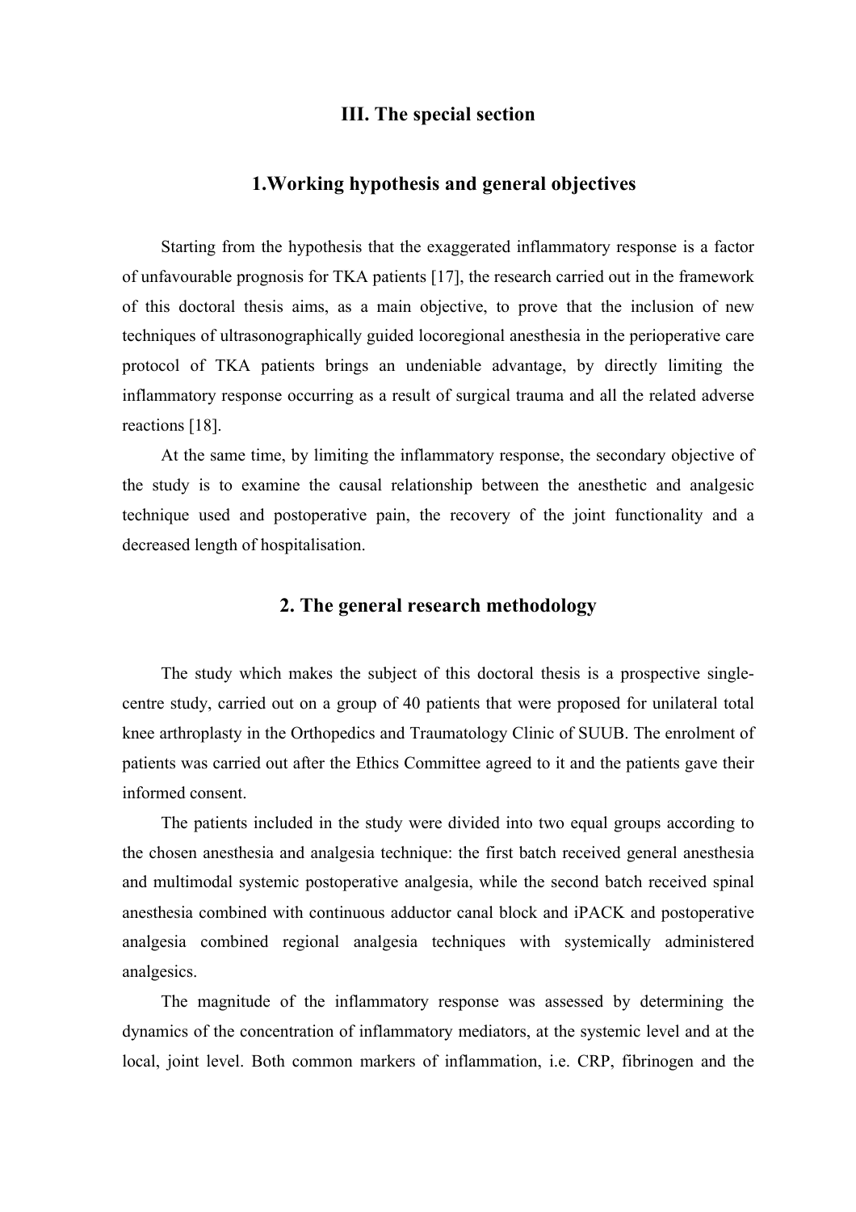# III. The special section

## 1.Working hypothesis and general objectives

Starting from the hypothesis that the exaggerated inflammatory response is a factor of unfavourable prognosis for TKA patients [17], the research carried out in the framework of this doctoral thesis aims, as a main objective, to prove that the inclusion of new techniques of ultrasonographically guided locoregional anesthesia in the perioperative care protocol of TKA patients brings an undeniable advantage, by directly limiting the inflammatory response occurring as a result of surgical trauma and all the related adverse reactions [18].

At the same time, by limiting the inflammatory response, the secondary objective of the study is to examine the causal relationship between the anesthetic and analgesic technique used and postoperative pain, the recovery of the joint functionality and a decreased length of hospitalisation.

## 2. The general research methodology

The study which makes the subject of this doctoral thesis is a prospective single-centre study, carried out on a group of 40 patients that were proposed for unilateral total knee arthroplasty in the Orthopedics and Traumatology Clinic of SUUB. The enrolment of patients was carried out after the Ethics Committee agreed to it and the patients gave their informed consent.

The patients included in the study were divided into two equal groups according to the chosen anesthesia and analgesia technique: the first batch received general anesthesia and multimodal systemic postoperative analgesia, while the second batch received spinal anesthesia combined with continuous adductor canal block and iPACK and postoperative analgesia combined regional analgesia techniques with systemically administered analgesics.

The magnitude of the inflammatory response was assessed by determining the dynamics of the concentration of inflammatory mediators, at the systemic level and at the local, joint level. Both common markers of inflammation, i.e. CRP, fibrinogen and the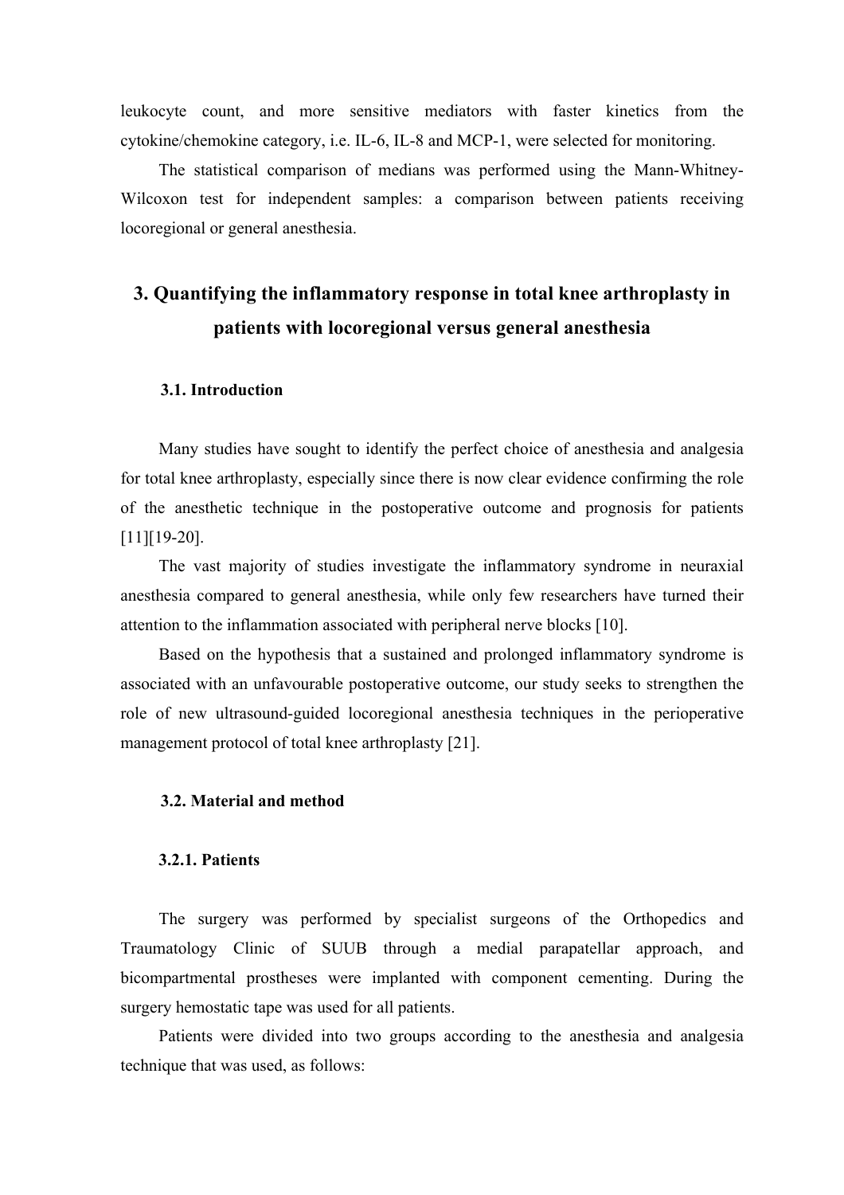leukocyte count, and more sensitive mediators with faster kinetics from the cytokine/chemokine category, i.e. IL-6, IL-8 and MCP-1, were selected for monitoring.

The statistical comparison of medians was performed using the Mann-Whitney-Wilcoxon test for independent samples: a comparison between patients receiving locoregional or general anesthesia.

# 3. Quantifying the inflammatory response in total knee arthroplasty in patients with locoregional versus general anesthesia

## 3.1. Introduction

Many studies have sought to identify the perfect choice of anesthesia and analgesia for total knee arthroplasty, especially since there is now clear evidence confirming the role of the anesthetic technique in the postoperative outcome and prognosis for patients [11][19-20].

The vast majority of studies investigate the inflammatory syndrome in neuraxial anesthesia compared to general anesthesia, while only few researchers have turned their attention to the inflammation associated with peripheral nerve blocks [10].

Based on the hypothesis that a sustained and prolonged inflammatory syndrome is associated with an unfavourable postoperative outcome, our study seeks to strengthen the role of new ultrasound-guided locoregional anesthesia techniques in the perioperative management protocol of total knee arthroplasty [21].

## 3.2. Material and method

### 3.2.1. Patients

The surgery was performed by specialist surgeons of the Orthopedics and Traumatology Clinic of SUUB through a medial parapatellar approach, and bicompartmental prostheses were implanted with component cementing. During the surgery hemostatic tape was used for all patients.

Patients were divided into two groups according to the anesthesia and analgesia technique that was used, as follows: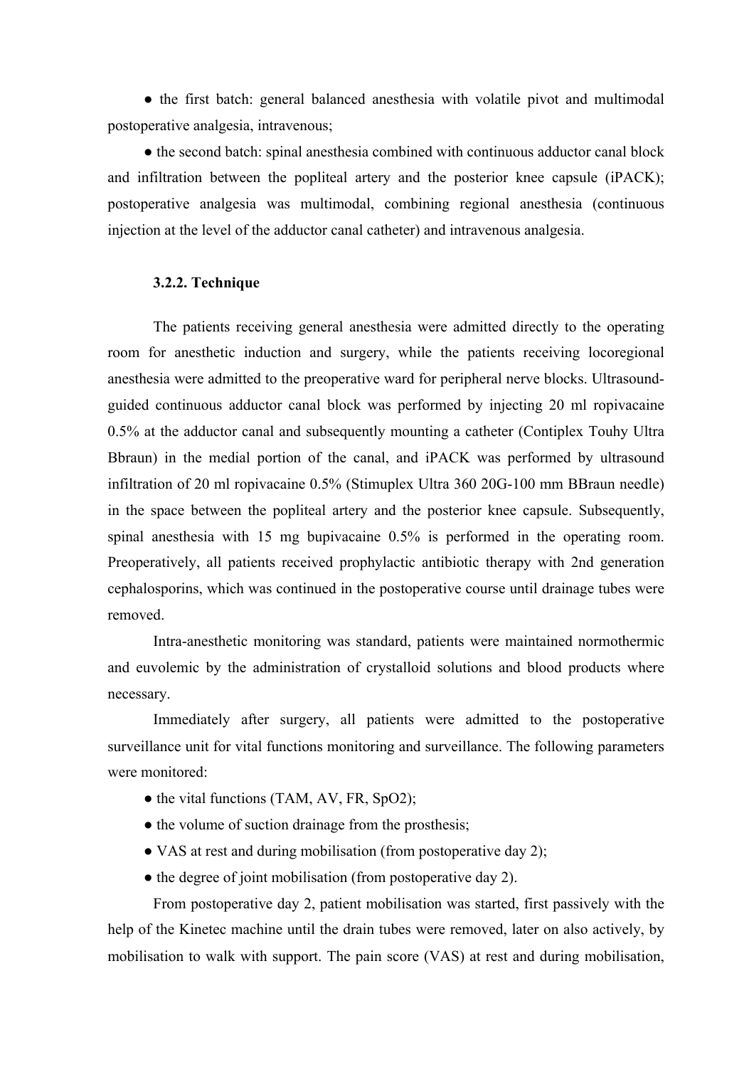● the first batch: general balanced anesthesia with volatile pivot and multimodal postoperative analgesia, intravenous;

● the second batch: spinal anesthesia combined with continuous adductor canal block and infiltration between the popliteal artery and the posterior knee capsule (iPACK); postoperative analgesia was multimodal, combining regional anesthesia (continuous injection at the level of the adductor canal catheter) and intravenous analgesia.

### 3.2.2. Technique

The patients receiving general anesthesia were admitted directly to the operating room for anesthetic induction and surgery, while the patients receiving locoregional anesthesia were admitted to the preoperative ward for peripheral nerve blocks. Ultrasound-guided continuous adductor canal block was performed by injecting 20 ml ropivacaine 0.5% at the adductor canal and subsequently mounting a catheter (Contiplex Touhy Ultra Bbraun) in the medial portion of the canal, and iPACK was performed by ultrasound infiltration of 20 ml ropivacaine 0.5% (Stimuplex Ultra 360 20G-100 mm BBraun needle) in the space between the popliteal artery and the posterior knee capsule. Subsequently, spinal anesthesia with 15 mg bupivacaine 0.5% is performed in the operating room. Preoperatively, all patients received prophylactic antibiotic therapy with 2nd generation cephalosporins, which was continued in the postoperative course until drainage tubes were removed.

Intra-anesthetic monitoring was standard, patients were maintained normothermic and euvolemic by the administration of crystalloid solutions and blood products where necessary.

Immediately after surgery, all patients were admitted to the postoperative surveillance unit for vital functions monitoring and surveillance. The following parameters were monitored:

● the vital functions (TAM, AV, FR, SpO2);

● the volume of suction drainage from the prosthesis;

● VAS at rest and during mobilisation (from postoperative day 2);

● the degree of joint mobilisation (from postoperative day 2).

From postoperative day 2, patient mobilisation was started, first passively with the help of the Kinetec machine until the drain tubes were removed, later on also actively, by mobilisation to walk with support. The pain score (VAS) at rest and during mobilisation,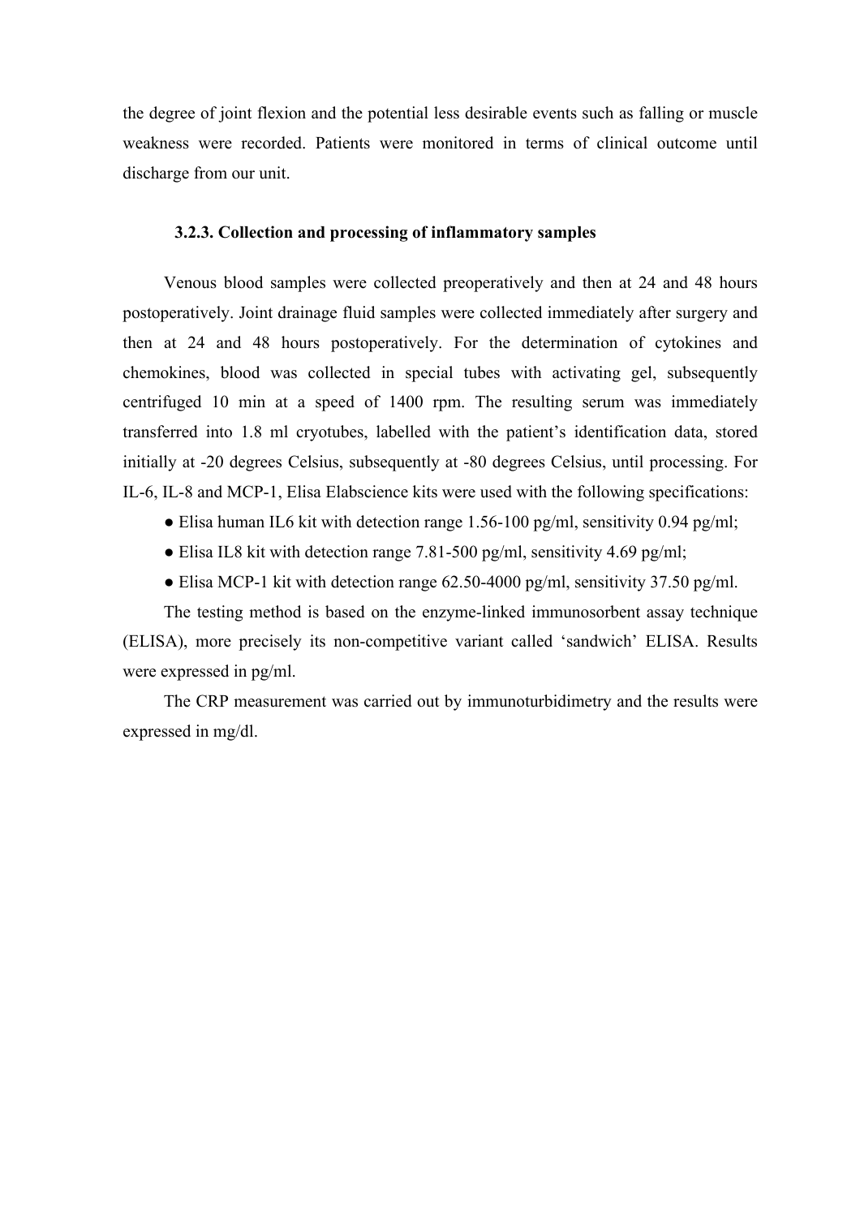the degree of joint flexion and the potential less desirable events such as falling or muscle weakness were recorded. Patients were monitored in terms of clinical outcome until discharge from our unit.

### 3.2.3. Collection and processing of inflammatory samples

Venous blood samples were collected preoperatively and then at 24 and 48 hours postoperatively. Joint drainage fluid samples were collected immediately after surgery and then at 24 and 48 hours postoperatively. For the determination of cytokines and chemokines, blood was collected in special tubes with activating gel, subsequently centrifuged 10 min at a speed of 1400 rpm. The resulting serum was immediately transferred into 1.8 ml cryotubes, labelled with the patient's identification data, stored initially at -20 degrees Celsius, subsequently at -80 degrees Celsius, until processing. For IL-6, IL-8 and MCP-1, Elisa Elabscience kits were used with the following specifications:

- Elisa human IL6 kit with detection range 1.56-100 pg/ml, sensitivity 0.94 pg/ml;
- Elisa IL8 kit with detection range 7.81-500 pg/ml, sensitivity 4.69 pg/ml;
- Elisa MCP-1 kit with detection range 62.50-4000 pg/ml, sensitivity 37.50 pg/ml.

The testing method is based on the enzyme-linked immunosorbent assay technique (ELISA), more precisely its non-competitive variant called 'sandwich' ELISA. Results were expressed in pg/ml.

The CRP measurement was carried out by immunoturbidimetry and the results were expressed in mg/dl.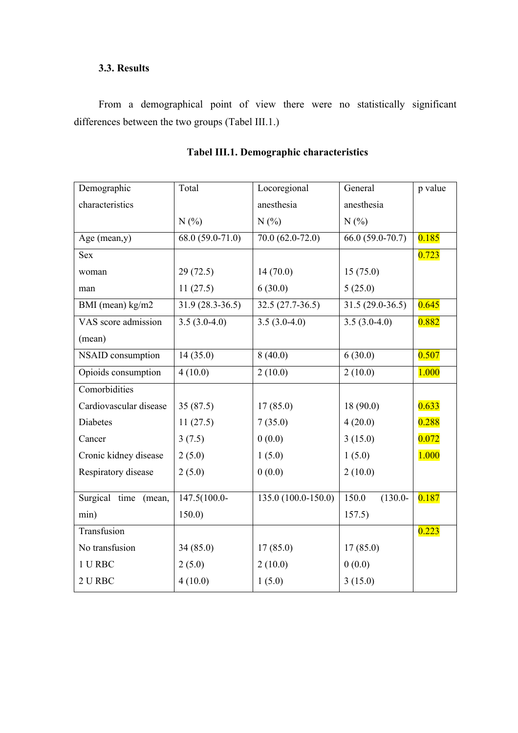### 3.3. Results

From a demographical point of view there were no statistically significant differences between the two groups (Tabel III.1.)

**Tabel III.1. Demographic characteristics**

| Demographic characteristics | Total N (%) | Locoregional anesthesia N (%) | General anesthesia N (%) | p value |
|---|---|---|---|---|
| Age (mean,y) | 68.0 (59.0-71.0) | 70.0 (62.0-72.0) | 66.0 (59.0-70.7) | 0.185 |
| Sex | | | | 0.723 |
| woman | 29 (72.5) | 14 (70.0) | 15 (75.0) | |
| man | 11 (27.5) | 6 (30.0) | 5 (25.0) | |
| BMI (mean) kg/m2 | 31.9 (28.3-36.5) | 32.5 (27.7-36.5) | 31.5 (29.0-36.5) | 0.645 |
| VAS score admission (mean) | 3.5 (3.0-4.0) | 3.5 (3.0-4.0) | 3.5 (3.0-4.0) | 0.882 |
| NSAID consumption | 14 (35.0) | 8 (40.0) | 6 (30.0) | 0.507 |
| Opioids consumption | 4 (10.0) | 2 (10.0) | 2 (10.0) | 1.000 |
| Comorbidities | | | | |
| Cardiovascular disease | 35 (87.5) | 17 (85.0) | 18 (90.0) | 0.633 |
| Diabetes | 11 (27.5) | 7 (35.0) | 4 (20.0) | 0.288 |
| Cancer | 3 (7.5) | 0 (0.0) | 3 (15.0) | 0.072 |
| Cronic kidney disease | 2 (5.0) | 1 (5.0) | 1 (5.0) | 1.000 |
| Respiratory disease | 2 (5.0) | 0 (0.0) | 2 (10.0) | |
| Surgical time (mean, min) | 147.5(100.0-150.0) | 135.0 (100.0-150.0) | 150.0 (130.0-157.5) | 0.187 |
| Transfusion | | | | 0.223 |
| No transfusion | 34 (85.0) | 17 (85.0) | 17 (85.0) | |
| 1 U RBC | 2 (5.0) | 2 (10.0) | 0 (0.0) | |
| 2 U RBC | 4 (10.0) | 1 (5.0) | 3 (15.0) | |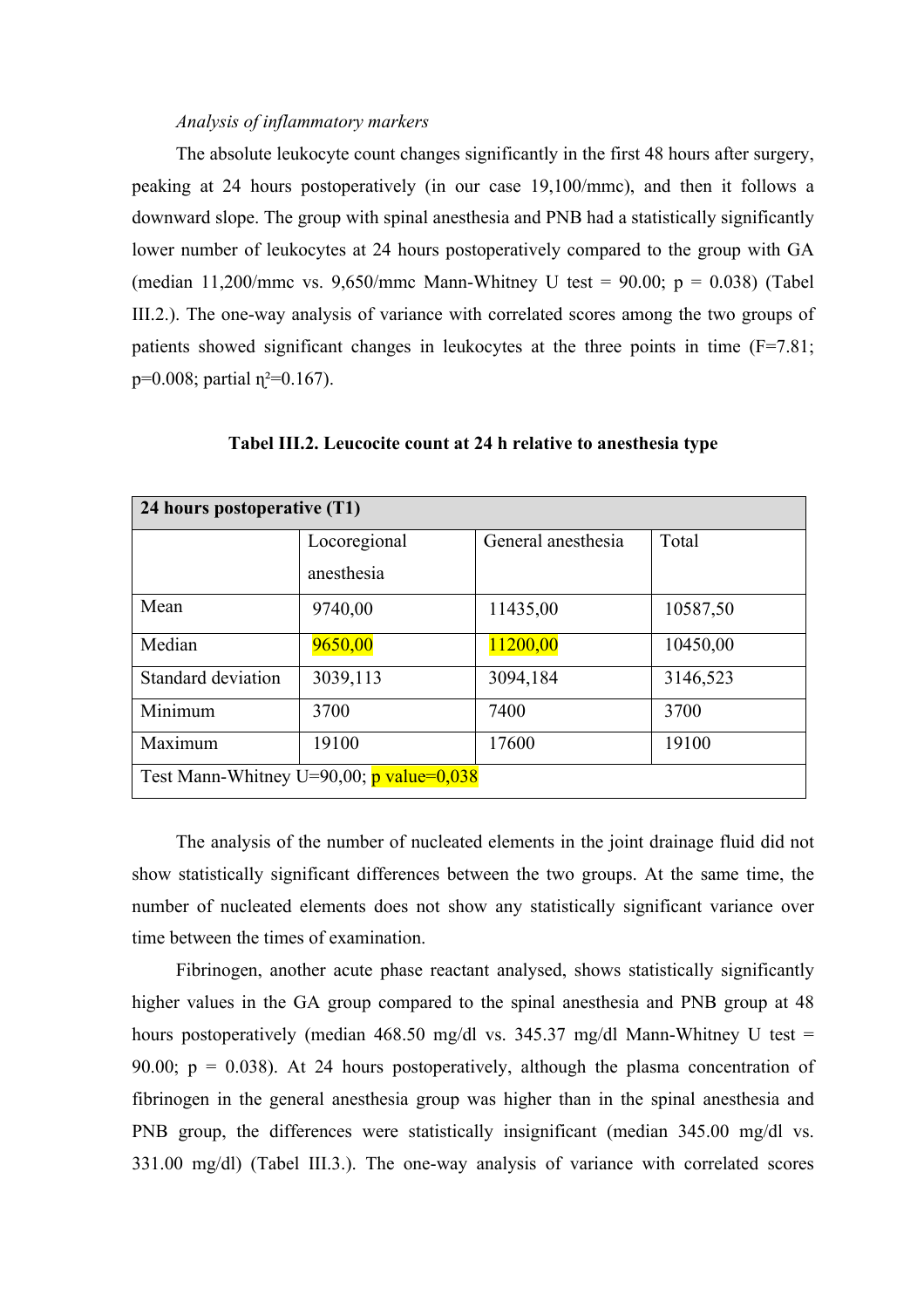*Analysis of inflammatory markers*

The absolute leukocyte count changes significantly in the first 48 hours after surgery, peaking at 24 hours postoperatively (in our case 19,100/mmc), and then it follows a downward slope. The group with spinal anesthesia and PNB had a statistically significantly lower number of leukocytes at 24 hours postoperatively compared to the group with GA (median 11,200/mmc vs. 9,650/mmc Mann-Whitney U test = 90.00; p = 0.038) (Tabel III.2.). The one-way analysis of variance with correlated scores among the two groups of patients showed significant changes in leukocytes at the three points in time (F=7.81; p=0.008; partial $\eta^2$=0.167).

**Tabel III.2. Leucocite count at 24 h relative to anesthesia type**

| 24 hours postoperative (T1) | | | |
|---|---|---|---|
| | Locoregional anesthesia | General anesthesia | Total |
| Mean | 9740,00 | 11435,00 | 10587,50 |
| Median | 9650,00 | 11200,00 | 10450,00 |
| Standard deviation | 3039,113 | 3094,184 | 3146,523 |
| Minimum | 3700 | 7400 | 3700 |
| Maximum | 19100 | 17600 | 19100 |
| Test Mann-Whitney U=90,00; p value=0,038 | | | |

The analysis of the number of nucleated elements in the joint drainage fluid did not show statistically significant differences between the two groups. At the same time, the number of nucleated elements does not show any statistically significant variance over time between the times of examination.

Fibrinogen, another acute phase reactant analysed, shows statistically significantly higher values in the GA group compared to the spinal anesthesia and PNB group at 48 hours postoperatively (median 468.50 mg/dl vs. 345.37 mg/dl Mann-Whitney U test = 90.00; p = 0.038). At 24 hours postoperatively, although the plasma concentration of fibrinogen in the general anesthesia group was higher than in the spinal anesthesia and PNB group, the differences were statistically insignificant (median 345.00 mg/dl vs. 331.00 mg/dl) (Tabel III.3.). The one-way analysis of variance with correlated scores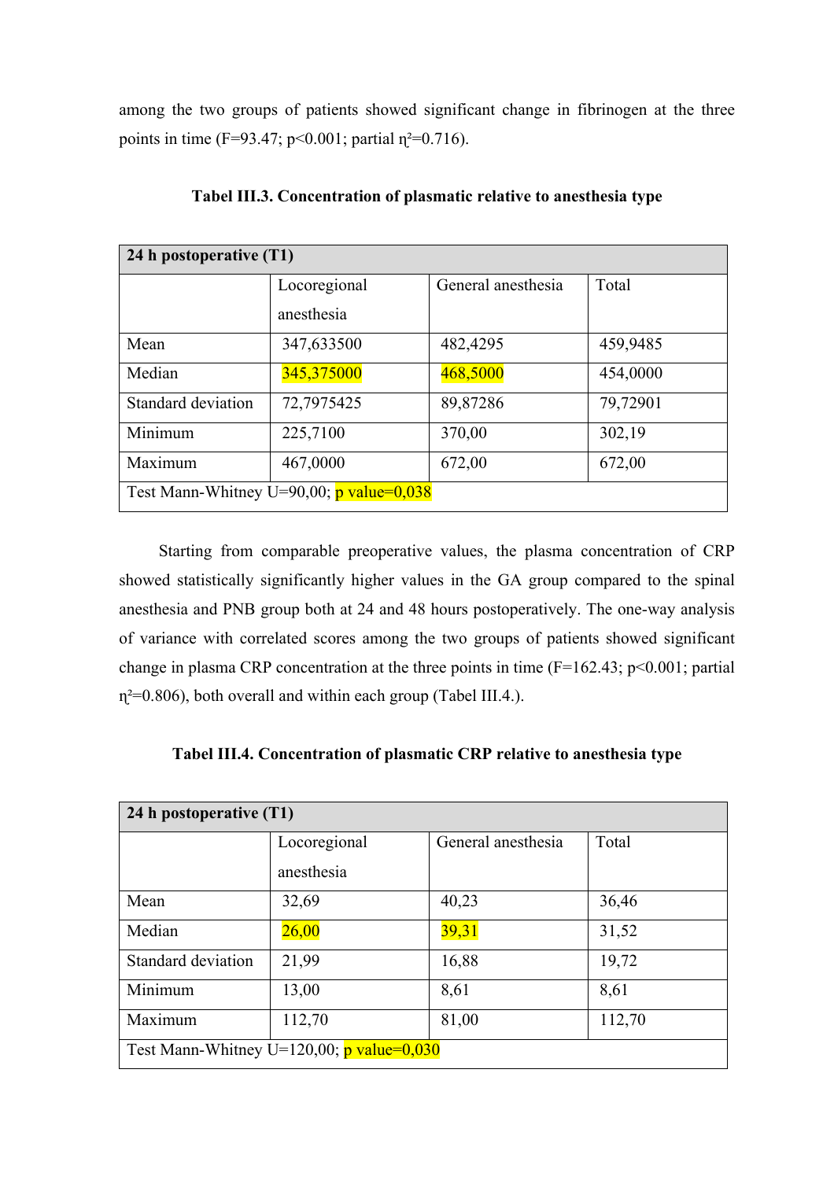among the two groups of patients showed significant change in fibrinogen at the three points in time ($F=93.47$; $p<0.001$; partial $\eta^2=0.716$).

**Tabel III.3. Concentration of plasmatic relative to anesthesia type**

| 24 h postoperative (T1) | | | |
|---|---|---|---|
| | Locoregional anesthesia | General anesthesia | Total |
| Mean | 347,633500 | 482,4295 | 459,9485 |
| Median | 345,375000 | 468,5000 | 454,0000 |
| Standard deviation | 72,7975425 | 89,87286 | 79,72901 |
| Minimum | 225,7100 | 370,00 | 302,19 |
| Maximum | 467,0000 | 672,00 | 672,00 |
| Test Mann-Whitney U=90,00; p value=0,038 | | | |

Starting from comparable preoperative values, the plasma concentration of CRP showed statistically significantly higher values in the GA group compared to the spinal anesthesia and PNB group both at 24 and 48 hours postoperatively. The one-way analysis of variance with correlated scores among the two groups of patients showed significant change in plasma CRP concentration at the three points in time ($F=162.43$; $p<0.001$; partial $\eta^2=0.806$), both overall and within each group (Tabel III.4.).

**Tabel III.4. Concentration of plasmatic CRP relative to anesthesia type**

| 24 h postoperative (T1) | | | |
|---|---|---|---|
| | Locoregional anesthesia | General anesthesia | Total |
| Mean | 32,69 | 40,23 | 36,46 |
| Median | 26,00 | 39,31 | 31,52 |
| Standard deviation | 21,99 | 16,88 | 19,72 |
| Minimum | 13,00 | 8,61 | 8,61 |
| Maximum | 112,70 | 81,00 | 112,70 |
| Test Mann-Whitney U=120,00; p value=0,030 | | | |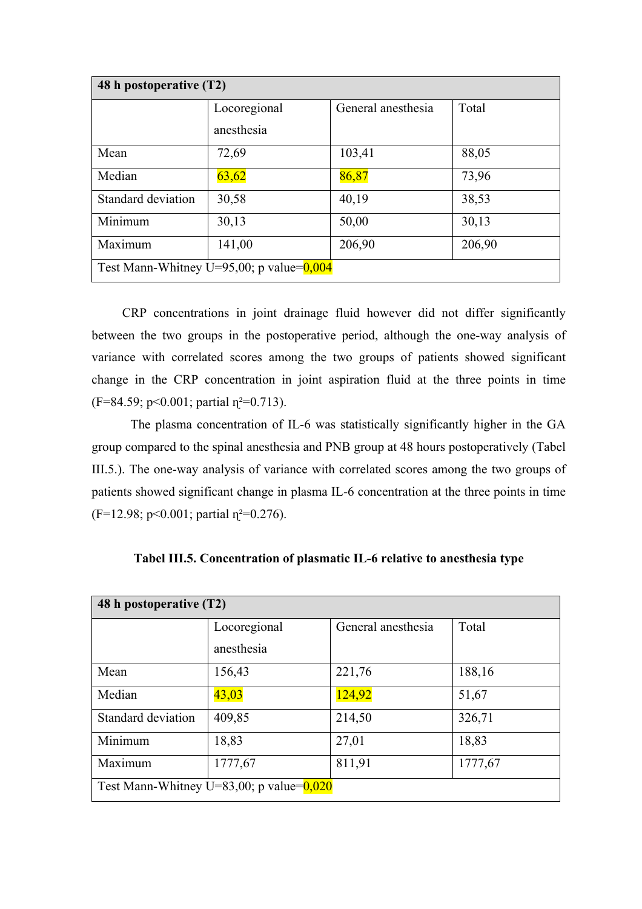| 48 h postoperative (T2) | | | |
|---|---|---|---|
| | Locoregional anesthesia | General anesthesia | Total |
| Mean | 72,69 | 103,41 | 88,05 |
| Median | 63,62 | 86,87 | 73,96 |
| Standard deviation | 30,58 | 40,19 | 38,53 |
| Minimum | 30,13 | 50,00 | 30,13 |
| Maximum | 141,00 | 206,90 | 206,90 |
| Test Mann-Whitney U=95,00; p value=0,004 | | | |

CRP concentrations in joint drainage fluid however did not differ significantly between the two groups in the postoperative period, although the one-way analysis of variance with correlated scores among the two groups of patients showed significant change in the CRP concentration in joint aspiration fluid at the three points in time ($F=84.59$; $p<0.001$; partial $\eta^2=0.713$).

The plasma concentration of IL-6 was statistically significantly higher in the GA group compared to the spinal anesthesia and PNB group at 48 hours postoperatively (Tabel III.5.). The one-way analysis of variance with correlated scores among the two groups of patients showed significant change in plasma IL-6 concentration at the three points in time ($F=12.98$; $p<0.001$; partial $\eta^2=0.276$).

**Tabel III.5. Concentration of plasmatic IL-6 relative to anesthesia type**

| 48 h postoperative (T2) | | | |
|---|---|---|---|
| | Locoregional anesthesia | General anesthesia | Total |
| Mean | 156,43 | 221,76 | 188,16 |
| Median | 43,03 | 124,92 | 51,67 |
| Standard deviation | 409,85 | 214,50 | 326,71 |
| Minimum | 18,83 | 27,01 | 18,83 |
| Maximum | 1777,67 | 811,91 | 1777,67 |
| Test Mann-Whitney U=83,00; p value=0,020 | | | |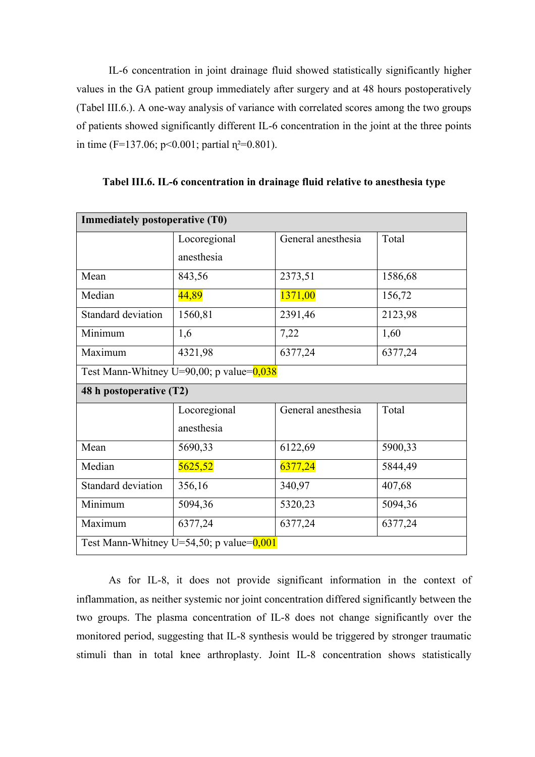IL-6 concentration in joint drainage fluid showed statistically significantly higher values in the GA patient group immediately after surgery and at 48 hours postoperatively (Tabel III.6.). A one-way analysis of variance with correlated scores among the two groups of patients showed significantly different IL-6 concentration in the joint at the three points in time ($F=137.06$; $p<0.001$; partial $\eta^2=0.801$).

**Tabel III.6. IL-6 concentration in drainage fluid relative to anesthesia type**

| **Immediately postoperative (T0)** | | | |
|---|---|---|---|
| | Locoregional anesthesia | General anesthesia | Total |
| Mean | 843,56 | 2373,51 | 1586,68 |
| Median | 44,89 | 1371,00 | 156,72 |
| Standard deviation | 1560,81 | 2391,46 | 2123,98 |
| Minimum | 1,6 | 7,22 | 1,60 |
| Maximum | 4321,98 | 6377,24 | 6377,24 |
| Test Mann-Whitney U=90,00; p value=0,038 | | | |
| **48 h postoperative (T2)** | | | |
| | Locoregional anesthesia | General anesthesia | Total |
| Mean | 5690,33 | 6122,69 | 5900,33 |
| Median | 5625,52 | 6377,24 | 5844,49 |
| Standard deviation | 356,16 | 340,97 | 407,68 |
| Minimum | 5094,36 | 5320,23 | 5094,36 |
| Maximum | 6377,24 | 6377,24 | 6377,24 |
| Test Mann-Whitney U=54,50; p value=0,001 | | | |

As for IL-8, it does not provide significant information in the context of inflammation, as neither systemic nor joint concentration differed significantly between the two groups. The plasma concentration of IL-8 does not change significantly over the monitored period, suggesting that IL-8 synthesis would be triggered by stronger traumatic stimuli than in total knee arthroplasty. Joint IL-8 concentration shows statistically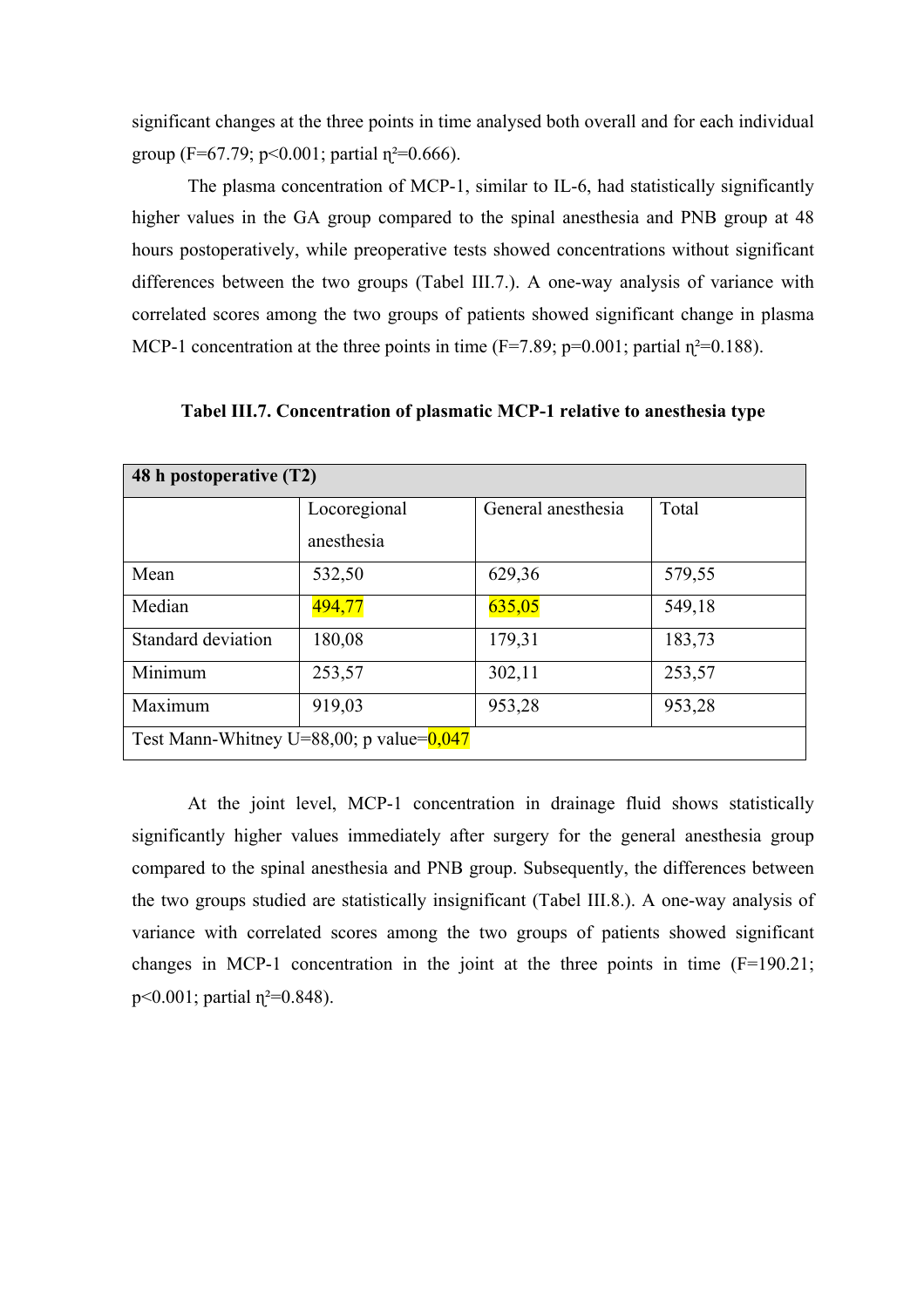significant changes at the three points in time analysed both overall and for each individual group ($F=67.79$; $p<0.001$; partial $\eta^2=0.666$).

The plasma concentration of MCP-1, similar to IL-6, had statistically significantly higher values in the GA group compared to the spinal anesthesia and PNB group at 48 hours postoperatively, while preoperative tests showed concentrations without significant differences between the two groups (Tabel III.7.). A one-way analysis of variance with correlated scores among the two groups of patients showed significant change in plasma MCP-1 concentration at the three points in time ($F=7.89$; $p=0.001$; partial $\eta^2=0.188$).

**Tabel III.7. Concentration of plasmatic MCP-1 relative to anesthesia type**

| **48 h postoperative (T2)** | | | |
|---|---|---|---|
| | Locoregional anesthesia | General anesthesia | Total |
| Mean | 532,50 | 629,36 | 579,55 |
| Median | 494,77 | 635,05 | 549,18 |
| Standard deviation | 180,08 | 179,31 | 183,73 |
| Minimum | 253,57 | 302,11 | 253,57 |
| Maximum | 919,03 | 953,28 | 953,28 |
| Test Mann-Whitney U=88,00; p value=0,047 | | | |

At the joint level, MCP-1 concentration in drainage fluid shows statistically significantly higher values immediately after surgery for the general anesthesia group compared to the spinal anesthesia and PNB group. Subsequently, the differences between the two groups studied are statistically insignificant (Tabel III.8.). A one-way analysis of variance with correlated scores among the two groups of patients showed significant changes in MCP-1 concentration in the joint at the three points in time ($F=190.21$; $p<0.001$; partial $\eta^2=0.848$).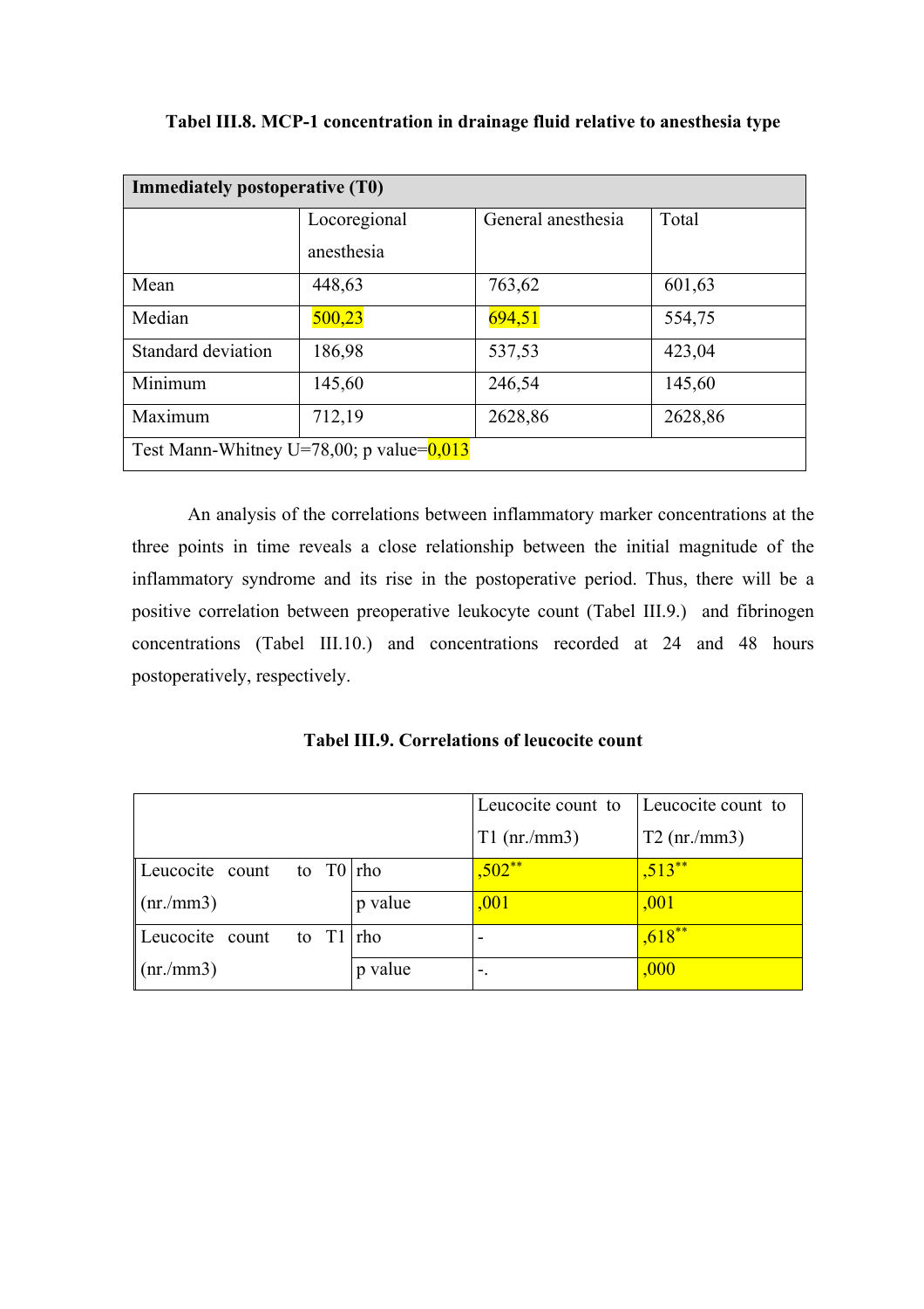**Tabel III.8. MCP-1 concentration in drainage fluid relative to anesthesia type**

| Immediately postoperative (T0) | | | |
|---|---|---|---|
| | Locoregional anesthesia | General anesthesia | Total |
| Mean | 448,63 | 763,62 | 601,63 |
| Median | 500,23 | 694,51 | 554,75 |
| Standard deviation | 186,98 | 537,53 | 423,04 |
| Minimum | 145,60 | 246,54 | 145,60 |
| Maximum | 712,19 | 2628,86 | 2628,86 |
| Test Mann-Whitney U=78,00; p value=0,013 | | | |

An analysis of the correlations between inflammatory marker concentrations at the three points in time reveals a close relationship between the initial magnitude of the inflammatory syndrome and its rise in the postoperative period. Thus, there will be a positive correlation between preoperative leukocyte count (Tabel III.9.) and fibrinogen concentrations (Tabel III.10.) and concentrations recorded at 24 and 48 hours postoperatively, respectively.

**Tabel III.9. Correlations of leucocite count**

| | | Leucocite count to T1 (nr./mm3) | Leucocite count to T2 (nr./mm3) |
|---|---|---|---|
| Leucocite count to T0 (nr./mm3) | rho | ,502** | ,513** |
| | p value | ,001 | ,001 |
| Leucocite count to T1 (nr./mm3) | rho | - | ,618** |
| | p value | -. | ,000 |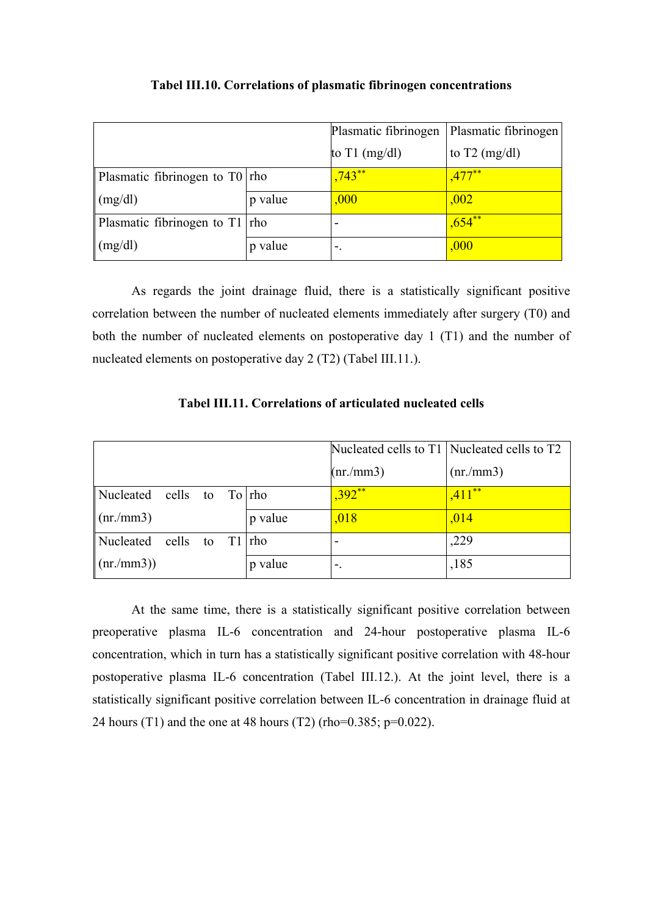**Tabel III.10. Correlations of plasmatic fibrinogen concentrations**

| | | Plasmatic fibrinogen to T1 (mg/dl) | Plasmatic fibrinogen to T2 (mg/dl) |
|---|---|---|---|
| Plasmatic fibrinogen to T0 (mg/dl) | rho | ,743** | ,477** |
| | p value | ,000 | ,002 |
| Plasmatic fibrinogen to T1 (mg/dl) | rho | - | ,654** |
| | p value | -. | ,000 |

As regards the joint drainage fluid, there is a statistically significant positive correlation between the number of nucleated elements immediately after surgery (T0) and both the number of nucleated elements on postoperative day 1 (T1) and the number of nucleated elements on postoperative day 2 (T2) (Tabel III.11.).

**Tabel III.11. Correlations of articulated nucleated cells**

| | | Nucleated cells to T1 (nr./mm3) | Nucleated cells to T2 (nr./mm3) |
|---|---|---|---|
| Nucleated cells to To (nr./mm3) | rho | ,392** | ,411** |
| | p value | ,018 | ,014 |
| Nucleated cells to T1 (nr./mm3)) | rho | - | ,229 |
| | p value | -. | ,185 |

At the same time, there is a statistically significant positive correlation between preoperative plasma IL-6 concentration and 24-hour postoperative plasma IL-6 concentration, which in turn has a statistically significant positive correlation with 48-hour postoperative plasma IL-6 concentration (Tabel III.12.). At the joint level, there is a statistically significant positive correlation between IL-6 concentration in drainage fluid at 24 hours (T1) and the one at 48 hours (T2) (rho=0.385; p=0.022).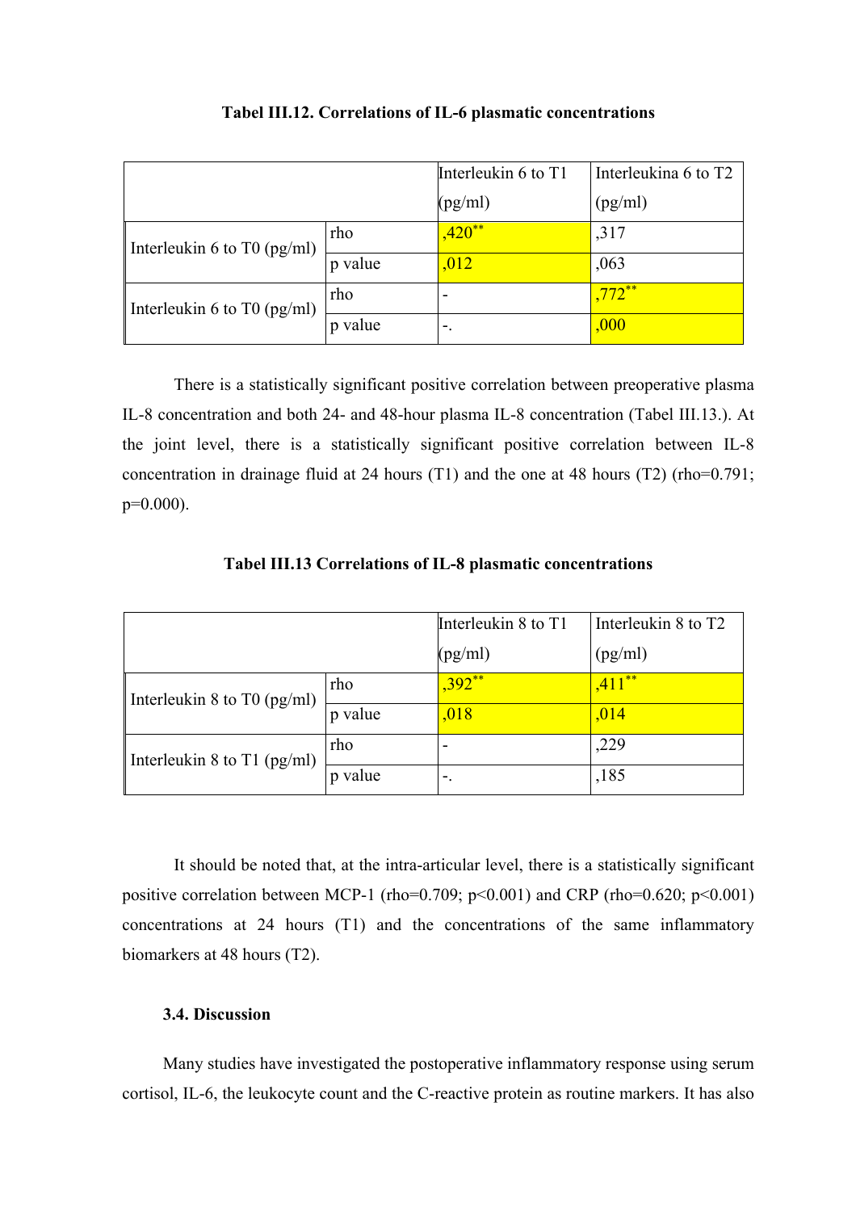**Tabel III.12. Correlations of IL-6 plasmatic concentrations**

| | | Interleukin 6 to T1 (pg/ml) | Interleukina 6 to T2 (pg/ml) |
|---|---|---|---|
| Interleukin 6 to T0 (pg/ml) | rho | ,420** | ,317 |
| | p value | ,012 | ,063 |
| Interleukin 6 to T0 (pg/ml) | rho | - | ,772** |
| | p value | -. | ,000 |

There is a statistically significant positive correlation between preoperative plasma IL-8 concentration and both 24- and 48-hour plasma IL-8 concentration (Tabel III.13.). At the joint level, there is a statistically significant positive correlation between IL-8 concentration in drainage fluid at 24 hours (T1) and the one at 48 hours (T2) (rho=0.791; p=0.000).

**Tabel III.13 Correlations of IL-8 plasmatic concentrations**

| | | Interleukin 8 to T1 (pg/ml) | Interleukin 8 to T2 (pg/ml) |
|---|---|---|---|
| Interleukin 8 to T0 (pg/ml) | rho | ,392** | ,411** |
| | p value | ,018 | ,014 |
| Interleukin 8 to T1 (pg/ml) | rho | - | ,229 |
| | p value | -. | ,185 |

It should be noted that, at the intra-articular level, there is a statistically significant positive correlation between MCP-1 (rho=0.709; p<0.001) and CRP (rho=0.620; p<0.001) concentrations at 24 hours (T1) and the concentrations of the same inflammatory biomarkers at 48 hours (T2).

### 3.4. Discussion

Many studies have investigated the postoperative inflammatory response using serum cortisol, IL-6, the leukocyte count and the C-reactive protein as routine markers. It has also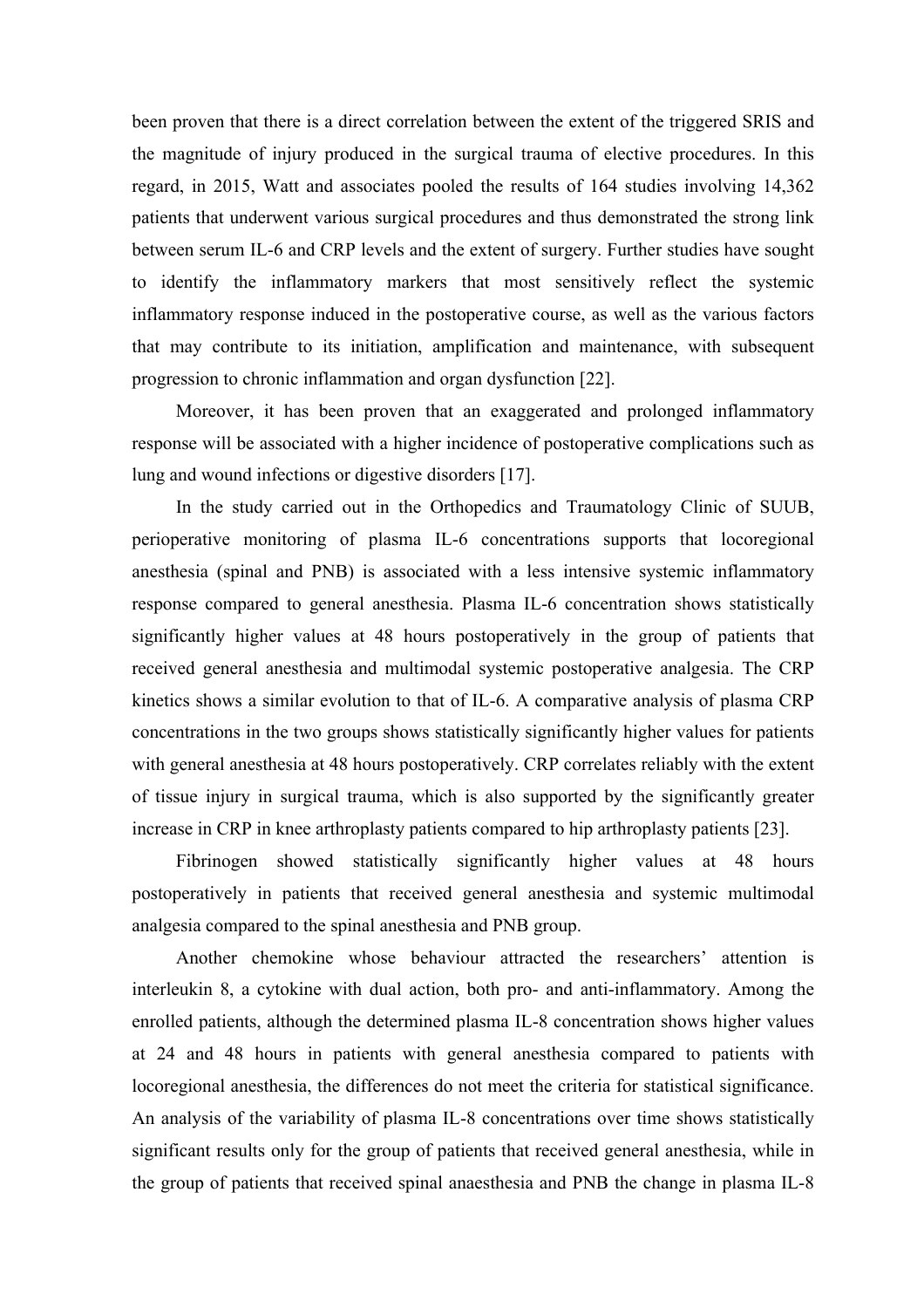been proven that there is a direct correlation between the extent of the triggered SRIS and the magnitude of injury produced in the surgical trauma of elective procedures. In this regard, in 2015, Watt and associates pooled the results of 164 studies involving 14,362 patients that underwent various surgical procedures and thus demonstrated the strong link between serum IL-6 and CRP levels and the extent of surgery. Further studies have sought to identify the inflammatory markers that most sensitively reflect the systemic inflammatory response induced in the postoperative course, as well as the various factors that may contribute to its initiation, amplification and maintenance, with subsequent progression to chronic inflammation and organ dysfunction [22].

Moreover, it has been proven that an exaggerated and prolonged inflammatory response will be associated with a higher incidence of postoperative complications such as lung and wound infections or digestive disorders [17].

In the study carried out in the Orthopedics and Traumatology Clinic of SUUB, perioperative monitoring of plasma IL-6 concentrations supports that locoregional anesthesia (spinal and PNB) is associated with a less intensive systemic inflammatory response compared to general anesthesia. Plasma IL-6 concentration shows statistically significantly higher values at 48 hours postoperatively in the group of patients that received general anesthesia and multimodal systemic postoperative analgesia. The CRP kinetics shows a similar evolution to that of IL-6. A comparative analysis of plasma CRP concentrations in the two groups shows statistically significantly higher values for patients with general anesthesia at 48 hours postoperatively. CRP correlates reliably with the extent of tissue injury in surgical trauma, which is also supported by the significantly greater increase in CRP in knee arthroplasty patients compared to hip arthroplasty patients [23].

Fibrinogen showed statistically significantly higher values at 48 hours postoperatively in patients that received general anesthesia and systemic multimodal analgesia compared to the spinal anesthesia and PNB group.

Another chemokine whose behaviour attracted the researchers' attention is interleukin 8, a cytokine with dual action, both pro- and anti-inflammatory. Among the enrolled patients, although the determined plasma IL-8 concentration shows higher values at 24 and 48 hours in patients with general anesthesia compared to patients with locoregional anesthesia, the differences do not meet the criteria for statistical significance. An analysis of the variability of plasma IL-8 concentrations over time shows statistically significant results only for the group of patients that received general anesthesia, while in the group of patients that received spinal anaesthesia and PNB the change in plasma IL-8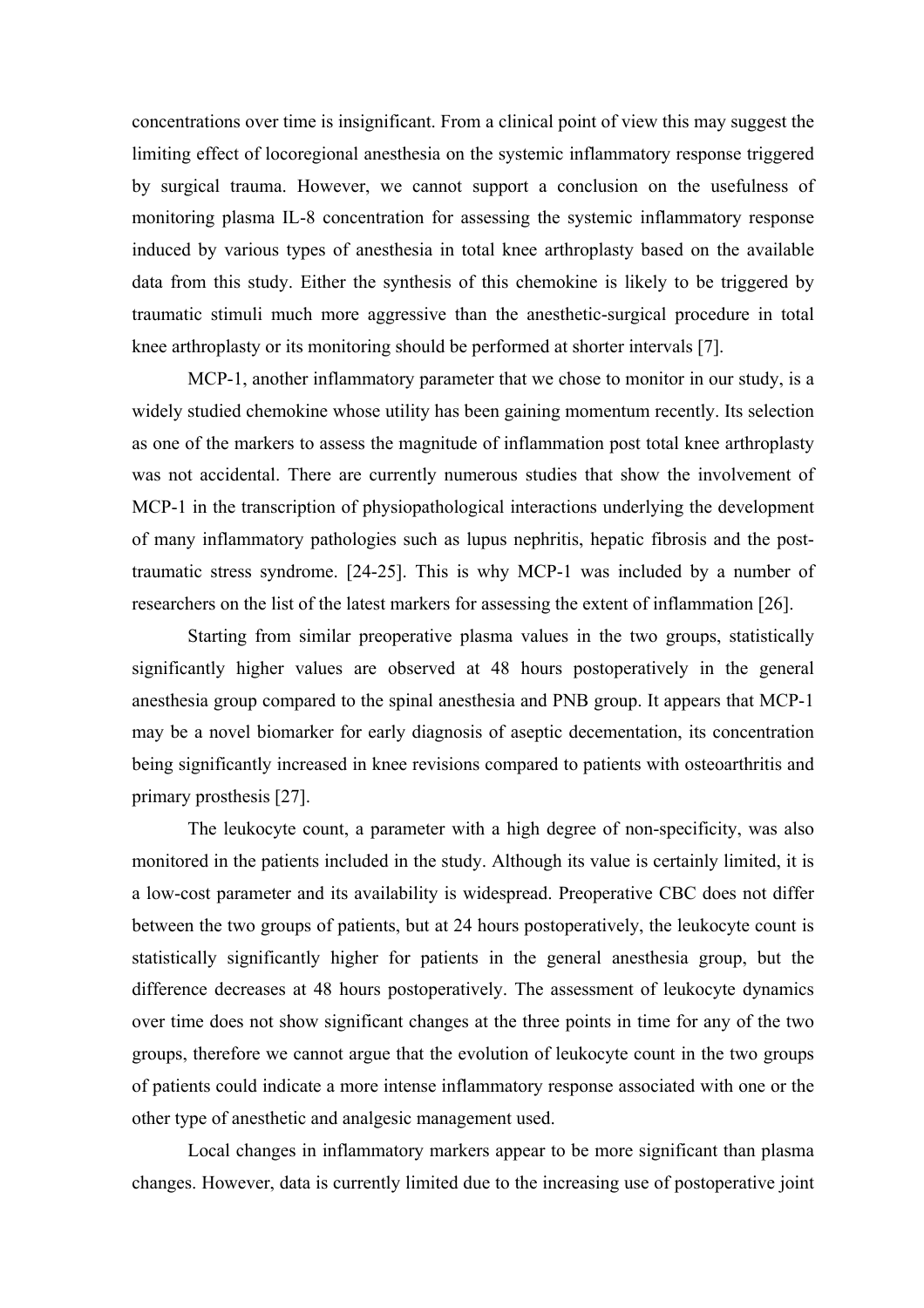concentrations over time is insignificant. From a clinical point of view this may suggest the limiting effect of locoregional anesthesia on the systemic inflammatory response triggered by surgical trauma. However, we cannot support a conclusion on the usefulness of monitoring plasma IL-8 concentration for assessing the systemic inflammatory response induced by various types of anesthesia in total knee arthroplasty based on the available data from this study. Either the synthesis of this chemokine is likely to be triggered by traumatic stimuli much more aggressive than the anesthetic-surgical procedure in total knee arthroplasty or its monitoring should be performed at shorter intervals [7].

MCP-1, another inflammatory parameter that we chose to monitor in our study, is a widely studied chemokine whose utility has been gaining momentum recently. Its selection as one of the markers to assess the magnitude of inflammation post total knee arthroplasty was not accidental. There are currently numerous studies that show the involvement of MCP-1 in the transcription of physiopathological interactions underlying the development of many inflammatory pathologies such as lupus nephritis, hepatic fibrosis and the post-traumatic stress syndrome. [24-25]. This is why MCP-1 was included by a number of researchers on the list of the latest markers for assessing the extent of inflammation [26].

Starting from similar preoperative plasma values in the two groups, statistically significantly higher values are observed at 48 hours postoperatively in the general anesthesia group compared to the spinal anesthesia and PNB group. It appears that MCP-1 may be a novel biomarker for early diagnosis of aseptic decementation, its concentration being significantly increased in knee revisions compared to patients with osteoarthritis and primary prosthesis [27].

The leukocyte count, a parameter with a high degree of non-specificity, was also monitored in the patients included in the study. Although its value is certainly limited, it is a low-cost parameter and its availability is widespread. Preoperative CBC does not differ between the two groups of patients, but at 24 hours postoperatively, the leukocyte count is statistically significantly higher for patients in the general anesthesia group, but the difference decreases at 48 hours postoperatively. The assessment of leukocyte dynamics over time does not show significant changes at the three points in time for any of the two groups, therefore we cannot argue that the evolution of leukocyte count in the two groups of patients could indicate a more intense inflammatory response associated with one or the other type of anesthetic and analgesic management used.

Local changes in inflammatory markers appear to be more significant than plasma changes. However, data is currently limited due to the increasing use of postoperative joint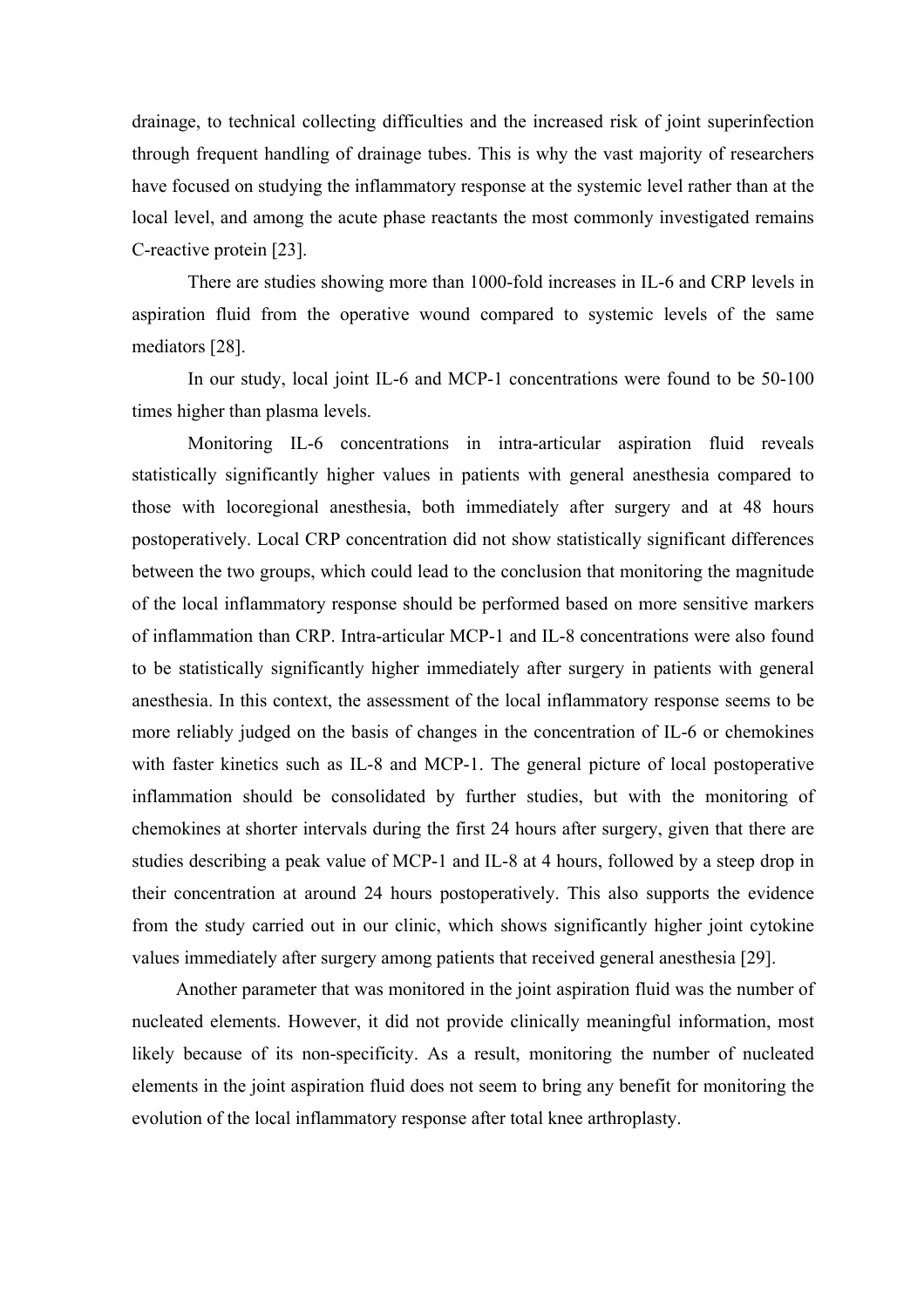drainage, to technical collecting difficulties and the increased risk of joint superinfection through frequent handling of drainage tubes. This is why the vast majority of researchers have focused on studying the inflammatory response at the systemic level rather than at the local level, and among the acute phase reactants the most commonly investigated remains C-reactive protein [23].

There are studies showing more than 1000-fold increases in IL-6 and CRP levels in aspiration fluid from the operative wound compared to systemic levels of the same mediators [28].

In our study, local joint IL-6 and MCP-1 concentrations were found to be 50-100 times higher than plasma levels.

Monitoring IL-6 concentrations in intra-articular aspiration fluid reveals statistically significantly higher values in patients with general anesthesia compared to those with locoregional anesthesia, both immediately after surgery and at 48 hours postoperatively. Local CRP concentration did not show statistically significant differences between the two groups, which could lead to the conclusion that monitoring the magnitude of the local inflammatory response should be performed based on more sensitive markers of inflammation than CRP. Intra-articular MCP-1 and IL-8 concentrations were also found to be statistically significantly higher immediately after surgery in patients with general anesthesia. In this context, the assessment of the local inflammatory response seems to be more reliably judged on the basis of changes in the concentration of IL-6 or chemokines with faster kinetics such as IL-8 and MCP-1. The general picture of local postoperative inflammation should be consolidated by further studies, but with the monitoring of chemokines at shorter intervals during the first 24 hours after surgery, given that there are studies describing a peak value of MCP-1 and IL-8 at 4 hours, followed by a steep drop in their concentration at around 24 hours postoperatively. This also supports the evidence from the study carried out in our clinic, which shows significantly higher joint cytokine values immediately after surgery among patients that received general anesthesia [29].

Another parameter that was monitored in the joint aspiration fluid was the number of nucleated elements. However, it did not provide clinically meaningful information, most likely because of its non-specificity. As a result, monitoring the number of nucleated elements in the joint aspiration fluid does not seem to bring any benefit for monitoring the evolution of the local inflammatory response after total knee arthroplasty.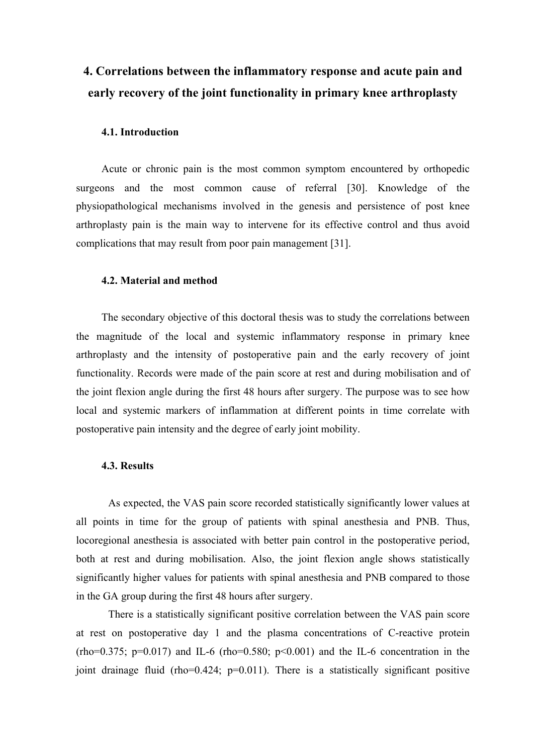## 4. Correlations between the inflammatory response and acute pain and early recovery of the joint functionality in primary knee arthroplasty

### 4.1. Introduction

Acute or chronic pain is the most common symptom encountered by orthopedic surgeons and the most common cause of referral [30]. Knowledge of the physiopathological mechanisms involved in the genesis and persistence of post knee arthroplasty pain is the main way to intervene for its effective control and thus avoid complications that may result from poor pain management [31].

### 4.2. Material and method

The secondary objective of this doctoral thesis was to study the correlations between the magnitude of the local and systemic inflammatory response in primary knee arthroplasty and the intensity of postoperative pain and the early recovery of joint functionality. Records were made of the pain score at rest and during mobilisation and of the joint flexion angle during the first 48 hours after surgery. The purpose was to see how local and systemic markers of inflammation at different points in time correlate with postoperative pain intensity and the degree of early joint mobility.

### 4.3. Results

As expected, the VAS pain score recorded statistically significantly lower values at all points in time for the group of patients with spinal anesthesia and PNB. Thus, locoregional anesthesia is associated with better pain control in the postoperative period, both at rest and during mobilisation. Also, the joint flexion angle shows statistically significantly higher values for patients with spinal anesthesia and PNB compared to those in the GA group during the first 48 hours after surgery.

There is a statistically significant positive correlation between the VAS pain score at rest on postoperative day 1 and the plasma concentrations of C-reactive protein (rho=0.375; p=0.017) and IL-6 (rho=0.580; p<0.001) and the IL-6 concentration in the joint drainage fluid (rho=0.424; p=0.011). There is a statistically significant positive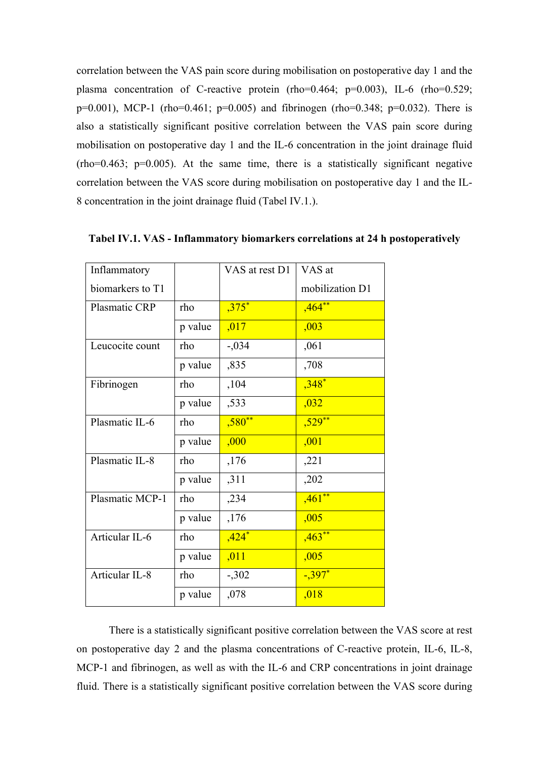correlation between the VAS pain score during mobilisation on postoperative day 1 and the plasma concentration of C-reactive protein (rho=0.464; p=0.003), IL-6 (rho=0.529; p=0.001), MCP-1 (rho=0.461; p=0.005) and fibrinogen (rho=0.348; p=0.032). There is also a statistically significant positive correlation between the VAS pain score during mobilisation on postoperative day 1 and the IL-6 concentration in the joint drainage fluid (rho=0.463; p=0.005). At the same time, there is a statistically significant negative correlation between the VAS score during mobilisation on postoperative day 1 and the IL-8 concentration in the joint drainage fluid (Tabel IV.1.).

**Tabel IV.1. VAS - Inflammatory biomarkers correlations at 24 h postoperatively**

| Inflammatory biomarkers to T1 | | VAS at rest D1 | VAS at mobilization D1 |
|---|---|---|---|
| Plasmatic CRP | rho | ,375* | ,464** |
| | p value | ,017 | ,003 |
| Leucocite count | rho | -,034 | ,061 |
| | p value | ,835 | ,708 |
| Fibrinogen | rho | ,104 | ,348* |
| | p value | ,533 | ,032 |
| Plasmatic IL-6 | rho | ,580** | ,529** |
| | p value | ,000 | ,001 |
| Plasmatic IL-8 | rho | ,176 | ,221 |
| | p value | ,311 | ,202 |
| Plasmatic MCP-1 | rho | ,234 | ,461** |
| | p value | ,176 | ,005 |
| Articular IL-6 | rho | ,424* | ,463** |
| | p value | ,011 | ,005 |
| Articular IL-8 | rho | -,302 | -,397* |
| | p value | ,078 | ,018 |

There is a statistically significant positive correlation between the VAS score at rest on postoperative day 2 and the plasma concentrations of C-reactive protein, IL-6, IL-8, MCP-1 and fibrinogen, as well as with the IL-6 and CRP concentrations in joint drainage fluid. There is a statistically significant positive correlation between the VAS score during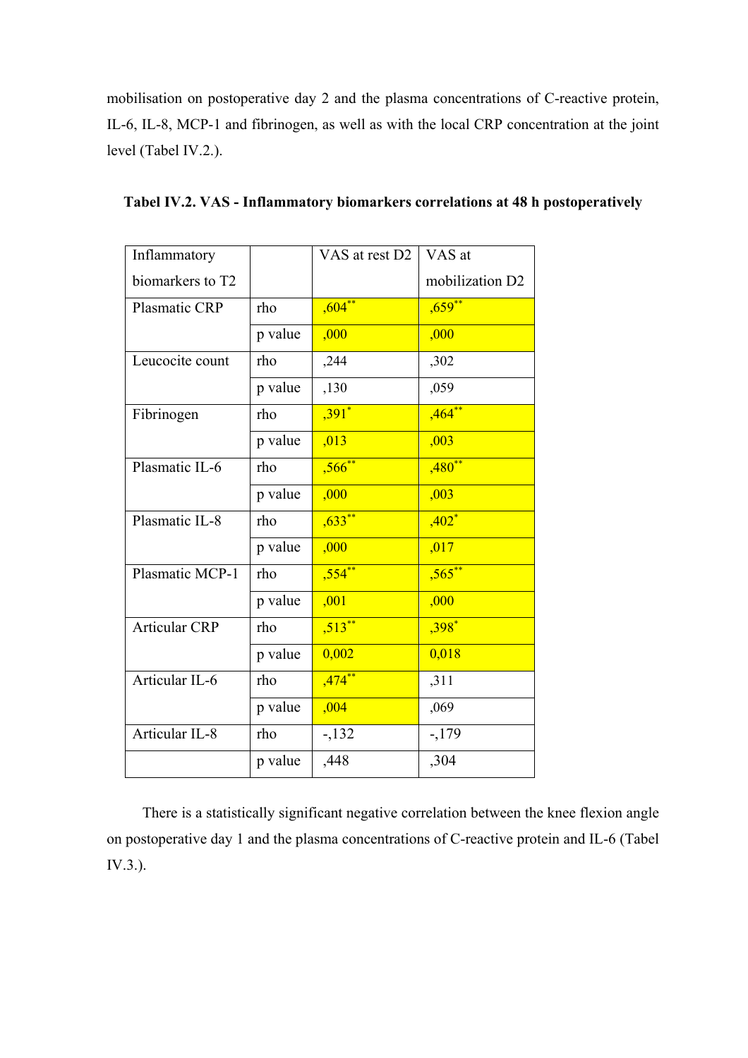mobilisation on postoperative day 2 and the plasma concentrations of C-reactive protein, IL-6, IL-8, MCP-1 and fibrinogen, as well as with the local CRP concentration at the joint level (Tabel IV.2.).

**Tabel IV.2. VAS - Inflammatory biomarkers correlations at 48 h postoperatively**

| Inflammatory biomarkers to T2 | | VAS at rest D2 | VAS at mobilization D2 |
|---|---|---|---|
| Plasmatic CRP | rho | ,604** | ,659** |
| | p value | ,000 | ,000 |
| Leucocite count | rho | ,244 | ,302 |
| | p value | ,130 | ,059 |
| Fibrinogen | rho | ,391* | ,464** |
| | p value | ,013 | ,003 |
| Plasmatic IL-6 | rho | ,566** | ,480** |
| | p value | ,000 | ,003 |
| Plasmatic IL-8 | rho | ,633** | ,402* |
| | p value | ,000 | ,017 |
| Plasmatic MCP-1 | rho | ,554** | ,565** |
| | p value | ,001 | ,000 |
| Articular CRP | rho | ,513** | ,398* |
| | p value | 0,002 | 0,018 |
| Articular IL-6 | rho | ,474** | ,311 |
| | p value | ,004 | ,069 |
| Articular IL-8 | rho | -,132 | -,179 |
| | p value | ,448 | ,304 |

There is a statistically significant negative correlation between the knee flexion angle on postoperative day 1 and the plasma concentrations of C-reactive protein and IL-6 (Tabel IV.3.).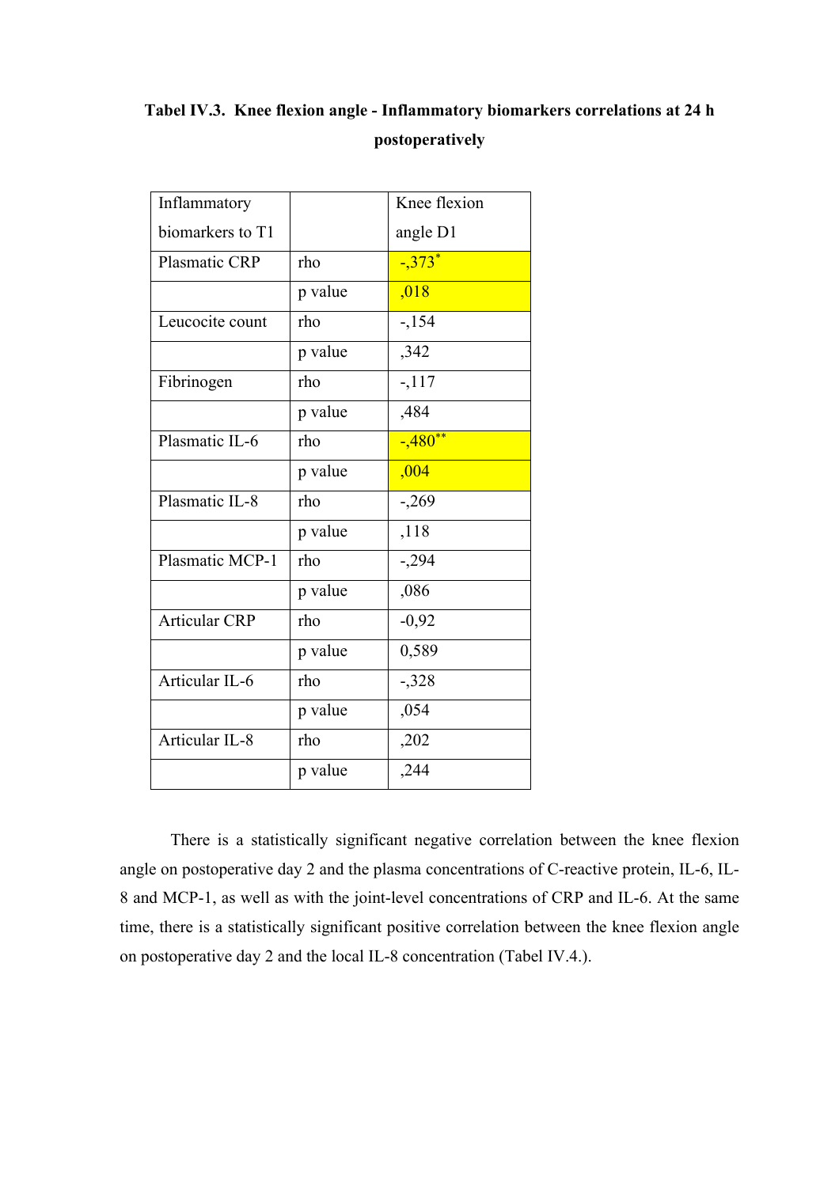**Tabel IV.3. Knee flexion angle - Inflammatory biomarkers correlations at 24 h postoperatively**

| Inflammatory biomarkers to T1 | | Knee flexion angle D1 |
|---|---|---|
| Plasmatic CRP | rho | -,373* |
| | p value | ,018 |
| Leucocite count | rho | -,154 |
| | p value | ,342 |
| Fibrinogen | rho | -,117 |
| | p value | ,484 |
| Plasmatic IL-6 | rho | -,480** |
| | p value | ,004 |
| Plasmatic IL-8 | rho | -,269 |
| | p value | ,118 |
| Plasmatic MCP-1 | rho | -,294 |
| | p value | ,086 |
| Articular CRP | rho | -0,92 |
| | p value | 0,589 |
| Articular IL-6 | rho | -,328 |
| | p value | ,054 |
| Articular IL-8 | rho | ,202 |
| | p value | ,244 |

There is a statistically significant negative correlation between the knee flexion angle on postoperative day 2 and the plasma concentrations of C-reactive protein, IL-6, IL-8 and MCP-1, as well as with the joint-level concentrations of CRP and IL-6. At the same time, there is a statistically significant positive correlation between the knee flexion angle on postoperative day 2 and the local IL-8 concentration (Tabel IV.4.).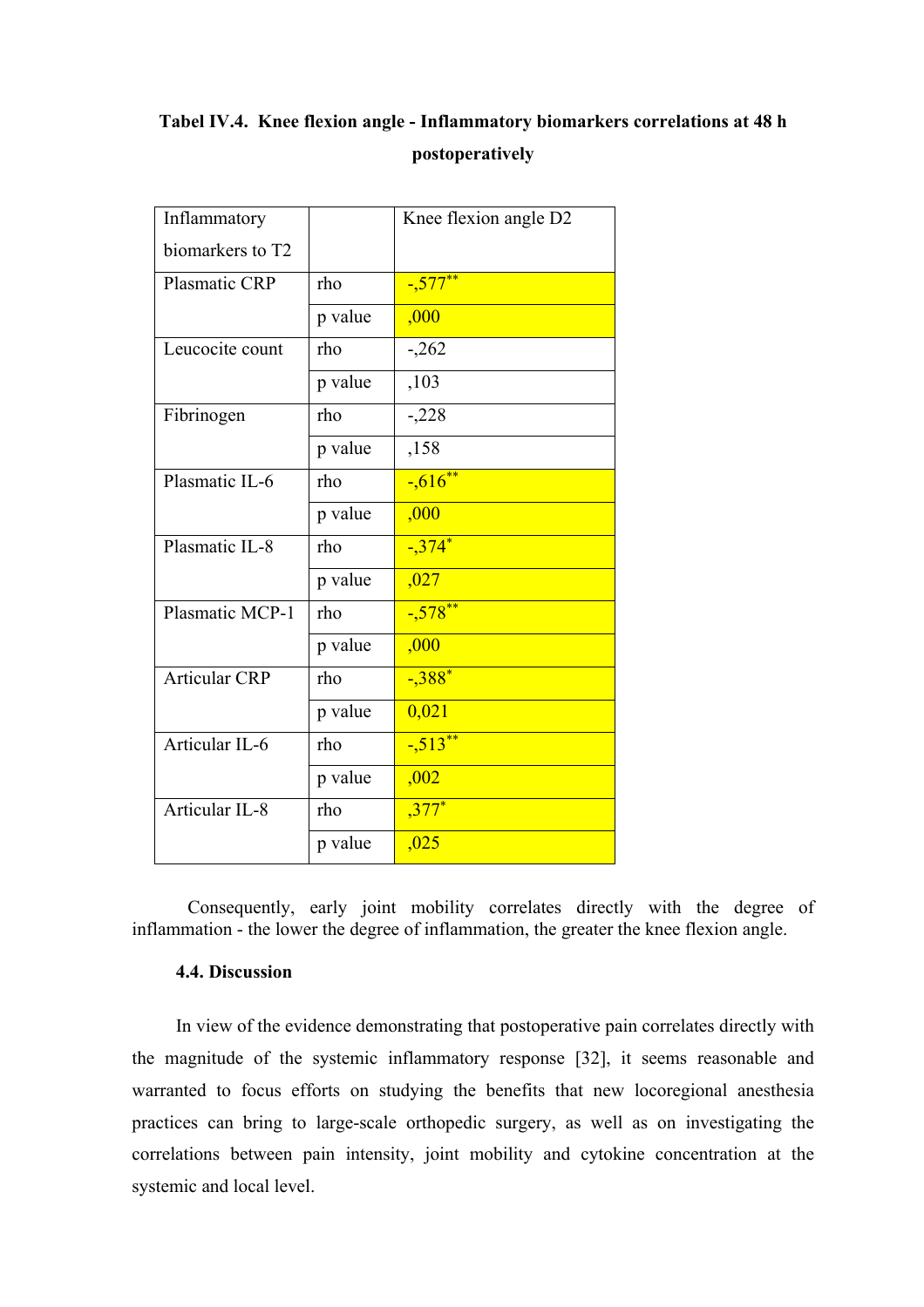**Tabel IV.4. Knee flexion angle - Inflammatory biomarkers correlations at 48 h postoperatively**

| Inflammatory biomarkers to T2 | | Knee flexion angle D2 |
|---|---|---|
| Plasmatic CRP | rho | -,577** |
| | p value | ,000 |
| Leucocite count | rho | -,262 |
| | p value | ,103 |
| Fibrinogen | rho | -,228 |
| | p value | ,158 |
| Plasmatic IL-6 | rho | -,616** |
| | p value | ,000 |
| Plasmatic IL-8 | rho | -,374* |
| | p value | ,027 |
| Plasmatic MCP-1 | rho | -,578** |
| | p value | ,000 |
| Articular CRP | rho | -,388* |
| | p value | 0,021 |
| Articular IL-6 | rho | -,513** |
| | p value | ,002 |
| Articular IL-8 | rho | ,377* |
| | p value | ,025 |

Consequently, early joint mobility correlates directly with the degree of inflammation - the lower the degree of inflammation, the greater the knee flexion angle.

### 4.4. Discussion

In view of the evidence demonstrating that postoperative pain correlates directly with the magnitude of the systemic inflammatory response [32], it seems reasonable and warranted to focus efforts on studying the benefits that new locoregional anesthesia practices can bring to large-scale orthopedic surgery, as well as on investigating the correlations between pain intensity, joint mobility and cytokine concentration at the systemic and local level.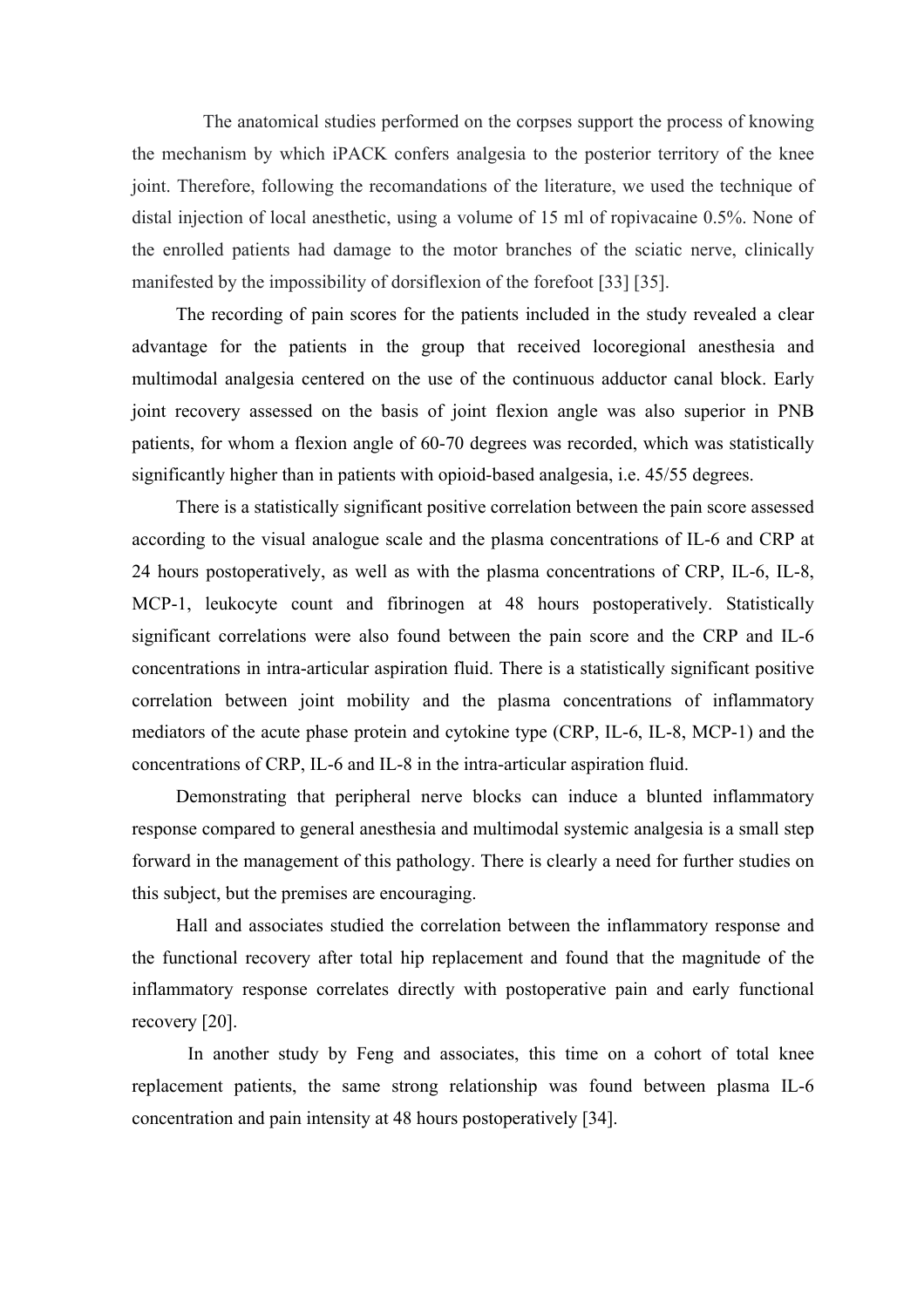The anatomical studies performed on the corpses support the process of knowing the mechanism by which iPACK confers analgesia to the posterior territory of the knee joint. Therefore, following the recomandations of the literature, we used the technique of distal injection of local anesthetic, using a volume of 15 ml of ropivacaine 0.5%. None of the enrolled patients had damage to the motor branches of the sciatic nerve, clinically manifested by the impossibility of dorsiflexion of the forefoot [33] [35].

The recording of pain scores for the patients included in the study revealed a clear advantage for the patients in the group that received locoregional anesthesia and multimodal analgesia centered on the use of the continuous adductor canal block. Early joint recovery assessed on the basis of joint flexion angle was also superior in PNB patients, for whom a flexion angle of 60-70 degrees was recorded, which was statistically significantly higher than in patients with opioid-based analgesia, i.e. 45/55 degrees.

There is a statistically significant positive correlation between the pain score assessed according to the visual analogue scale and the plasma concentrations of IL-6 and CRP at 24 hours postoperatively, as well as with the plasma concentrations of CRP, IL-6, IL-8, MCP-1, leukocyte count and fibrinogen at 48 hours postoperatively. Statistically significant correlations were also found between the pain score and the CRP and IL-6 concentrations in intra-articular aspiration fluid. There is a statistically significant positive correlation between joint mobility and the plasma concentrations of inflammatory mediators of the acute phase protein and cytokine type (CRP, IL-6, IL-8, MCP-1) and the concentrations of CRP, IL-6 and IL-8 in the intra-articular aspiration fluid.

Demonstrating that peripheral nerve blocks can induce a blunted inflammatory response compared to general anesthesia and multimodal systemic analgesia is a small step forward in the management of this pathology. There is clearly a need for further studies on this subject, but the premises are encouraging.

Hall and associates studied the correlation between the inflammatory response and the functional recovery after total hip replacement and found that the magnitude of the inflammatory response correlates directly with postoperative pain and early functional recovery [20].

In another study by Feng and associates, this time on a cohort of total knee replacement patients, the same strong relationship was found between plasma IL-6 concentration and pain intensity at 48 hours postoperatively [34].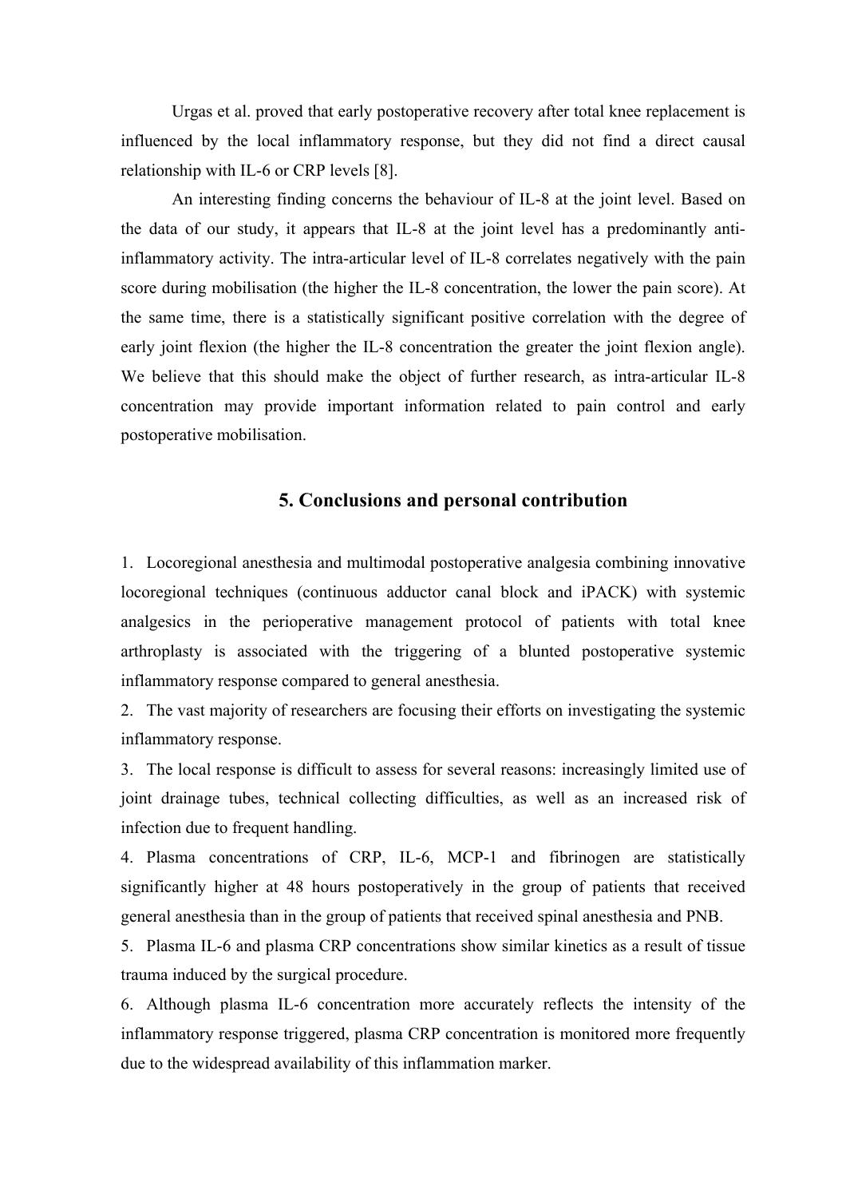Urgas et al. proved that early postoperative recovery after total knee replacement is influenced by the local inflammatory response, but they did not find a direct causal relationship with IL-6 or CRP levels [8].

An interesting finding concerns the behaviour of IL-8 at the joint level. Based on the data of our study, it appears that IL-8 at the joint level has a predominantly anti-inflammatory activity. The intra-articular level of IL-8 correlates negatively with the pain score during mobilisation (the higher the IL-8 concentration, the lower the pain score). At the same time, there is a statistically significant positive correlation with the degree of early joint flexion (the higher the IL-8 concentration the greater the joint flexion angle). We believe that this should make the object of further research, as intra-articular IL-8 concentration may provide important information related to pain control and early postoperative mobilisation.

## 5. Conclusions and personal contribution

1. Locoregional anesthesia and multimodal postoperative analgesia combining innovative locoregional techniques (continuous adductor canal block and iPACK) with systemic analgesics in the perioperative management protocol of patients with total knee arthroplasty is associated with the triggering of a blunted postoperative systemic inflammatory response compared to general anesthesia.
2. The vast majority of researchers are focusing their efforts on investigating the systemic inflammatory response.
3. The local response is difficult to assess for several reasons: increasingly limited use of joint drainage tubes, technical collecting difficulties, as well as an increased risk of infection due to frequent handling.
4. Plasma concentrations of CRP, IL-6, MCP-1 and fibrinogen are statistically significantly higher at 48 hours postoperatively in the group of patients that received general anesthesia than in the group of patients that received spinal anesthesia and PNB.
5. Plasma IL-6 and plasma CRP concentrations show similar kinetics as a result of tissue trauma induced by the surgical procedure.
6. Although plasma IL-6 concentration more accurately reflects the intensity of the inflammatory response triggered, plasma CRP concentration is monitored more frequently due to the widespread availability of this inflammation marker.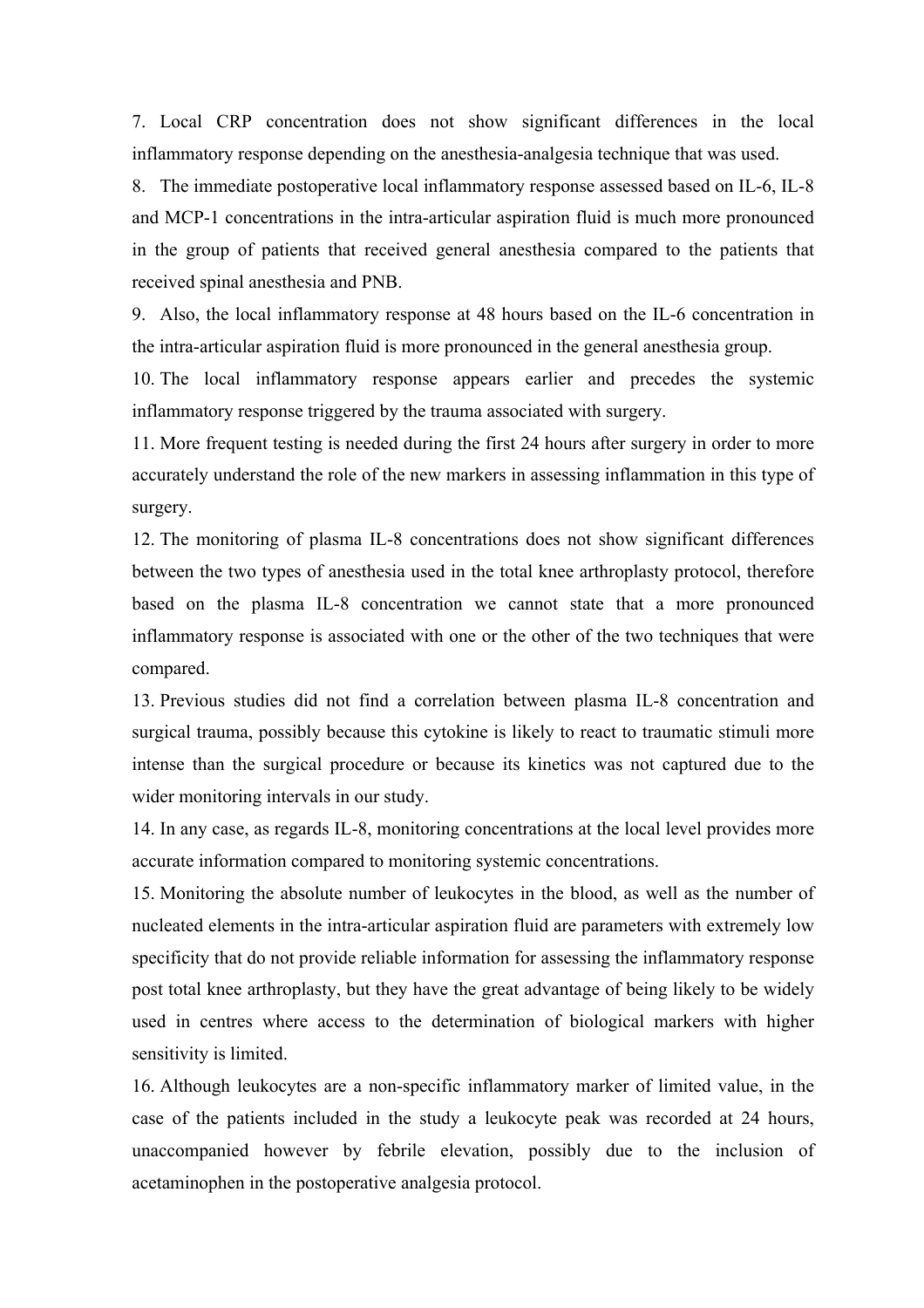7. Local CRP concentration does not show significant differences in the local inflammatory response depending on the anesthesia-analgesia technique that was used.
8. The immediate postoperative local inflammatory response assessed based on IL-6, IL-8 and MCP-1 concentrations in the intra-articular aspiration fluid is much more pronounced in the group of patients that received general anesthesia compared to the patients that received spinal anesthesia and PNB.
9. Also, the local inflammatory response at 48 hours based on the IL-6 concentration in the intra-articular aspiration fluid is more pronounced in the general anesthesia group.
10. The local inflammatory response appears earlier and precedes the systemic inflammatory response triggered by the trauma associated with surgery.
11. More frequent testing is needed during the first 24 hours after surgery in order to more accurately understand the role of the new markers in assessing inflammation in this type of surgery.
12. The monitoring of plasma IL-8 concentrations does not show significant differences between the two types of anesthesia used in the total knee arthroplasty protocol, therefore based on the plasma IL-8 concentration we cannot state that a more pronounced inflammatory response is associated with one or the other of the two techniques that were compared.
13. Previous studies did not find a correlation between plasma IL-8 concentration and surgical trauma, possibly because this cytokine is likely to react to traumatic stimuli more intense than the surgical procedure or because its kinetics was not captured due to the wider monitoring intervals in our study.
14. In any case, as regards IL-8, monitoring concentrations at the local level provides more accurate information compared to monitoring systemic concentrations.
15. Monitoring the absolute number of leukocytes in the blood, as well as the number of nucleated elements in the intra-articular aspiration fluid are parameters with extremely low specificity that do not provide reliable information for assessing the inflammatory response post total knee arthroplasty, but they have the great advantage of being likely to be widely used in centres where access to the determination of biological markers with higher sensitivity is limited.
16. Although leukocytes are a non-specific inflammatory marker of limited value, in the case of the patients included in the study a leukocyte peak was recorded at 24 hours, unaccompanied however by febrile elevation, possibly due to the inclusion of acetaminophen in the postoperative analgesia protocol.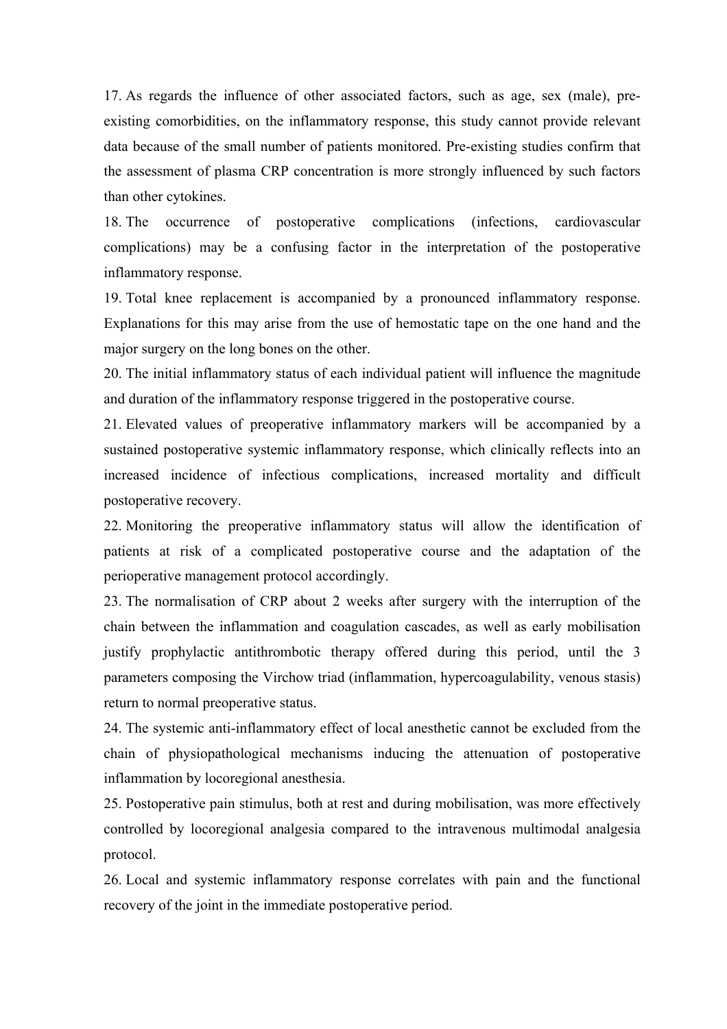17. As regards the influence of other associated factors, such as age, sex (male), pre-existing comorbidities, on the inflammatory response, this study cannot provide relevant data because of the small number of patients monitored. Pre-existing studies confirm that the assessment of plasma CRP concentration is more strongly influenced by such factors than other cytokines.
18. The occurrence of postoperative complications (infections, cardiovascular complications) may be a confusing factor in the interpretation of the postoperative inflammatory response.
19. Total knee replacement is accompanied by a pronounced inflammatory response. Explanations for this may arise from the use of hemostatic tape on the one hand and the major surgery on the long bones on the other.
20. The initial inflammatory status of each individual patient will influence the magnitude and duration of the inflammatory response triggered in the postoperative course.
21. Elevated values of preoperative inflammatory markers will be accompanied by a sustained postoperative systemic inflammatory response, which clinically reflects into an increased incidence of infectious complications, increased mortality and difficult postoperative recovery.
22. Monitoring the preoperative inflammatory status will allow the identification of patients at risk of a complicated postoperative course and the adaptation of the perioperative management protocol accordingly.
23. The normalisation of CRP about 2 weeks after surgery with the interruption of the chain between the inflammation and coagulation cascades, as well as early mobilisation justify prophylactic antithrombotic therapy offered during this period, until the 3 parameters composing the Virchow triad (inflammation, hypercoagulability, venous stasis) return to normal preoperative status.
24. The systemic anti-inflammatory effect of local anesthetic cannot be excluded from the chain of physiopathological mechanisms inducing the attenuation of postoperative inflammation by locoregional anesthesia.
25. Postoperative pain stimulus, both at rest and during mobilisation, was more effectively controlled by locoregional analgesia compared to the intravenous multimodal analgesia protocol.
26. Local and systemic inflammatory response correlates with pain and the functional recovery of the joint in the immediate postoperative period.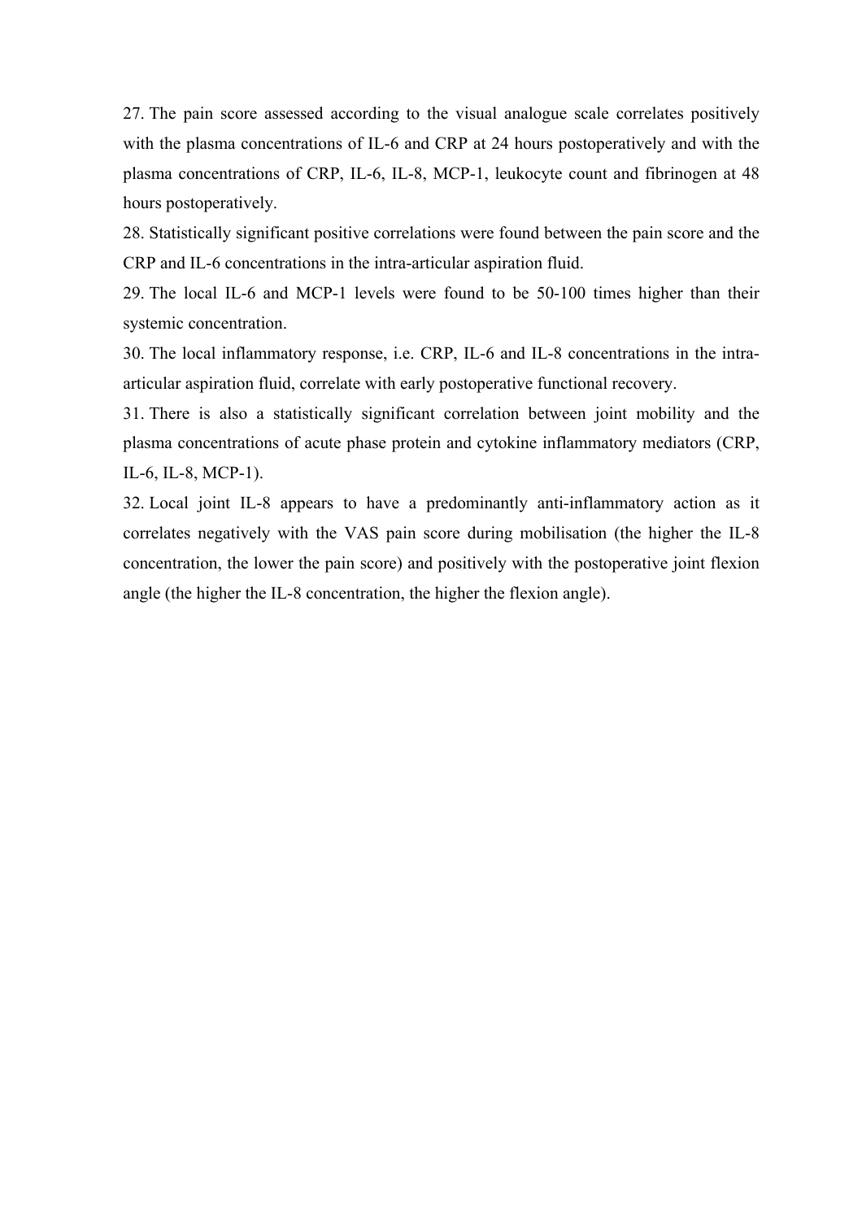27. The pain score assessed according to the visual analogue scale correlates positively with the plasma concentrations of IL-6 and CRP at 24 hours postoperatively and with the plasma concentrations of CRP, IL-6, IL-8, MCP-1, leukocyte count and fibrinogen at 48 hours postoperatively.

28. Statistically significant positive correlations were found between the pain score and the CRP and IL-6 concentrations in the intra-articular aspiration fluid.

29. The local IL-6 and MCP-1 levels were found to be 50-100 times higher than their systemic concentration.

30. The local inflammatory response, i.e. CRP, IL-6 and IL-8 concentrations in the intra-articular aspiration fluid, correlate with early postoperative functional recovery.

31. There is also a statistically significant correlation between joint mobility and the plasma concentrations of acute phase protein and cytokine inflammatory mediators (CRP, IL-6, IL-8, MCP-1).

32. Local joint IL-8 appears to have a predominantly anti-inflammatory action as it correlates negatively with the VAS pain score during mobilisation (the higher the IL-8 concentration, the lower the pain score) and positively with the postoperative joint flexion angle (the higher the IL-8 concentration, the higher the flexion angle).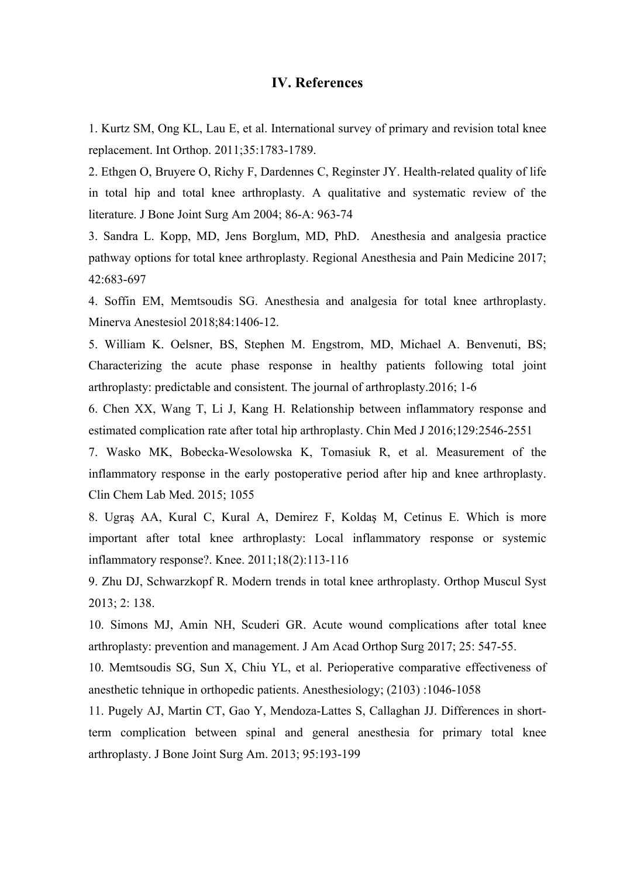## IV. References

1. Kurtz SM, Ong KL, Lau E, et al. International survey of primary and revision total knee replacement. Int Orthop. 2011;35:1783-1789.

2. Ethgen O, Bruyere O, Richy F, Dardennes C, Reginster JY. Health-related quality of life in total hip and total knee arthroplasty. A qualitative and systematic review of the literature. J Bone Joint Surg Am 2004; 86-A: 963-74

3. Sandra L. Kopp, MD, Jens Borglum, MD, PhD. Anesthesia and analgesia practice pathway options for total knee arthroplasty. Regional Anesthesia and Pain Medicine 2017; 42:683-697

4. Soffin EM, Memtsoudis SG. Anesthesia and analgesia for total knee arthroplasty. Minerva Anestesiol 2018;84:1406-12.

5. William K. Oelsner, BS, Stephen M. Engstrom, MD, Michael A. Benvenuti, BS; Characterizing the acute phase response in healthy patients following total joint arthroplasty: predictable and consistent. The journal of arthroplasty.2016; 1-6

6. Chen XX, Wang T, Li J, Kang H. Relationship between inflammatory response and estimated complication rate after total hip arthroplasty. Chin Med J 2016;129:2546-2551

7. Wasko MK, Bobecka-Wesolowska K, Tomasiuk R, et al. Measurement of the inflammatory response in the early postoperative period after hip and knee arthroplasty. Clin Chem Lab Med. 2015; 1055

8. Ugraş AA, Kural C, Kural A, Demirez F, Koldaş M, Cetinus E. Which is more important after total knee arthroplasty: Local inflammatory response or systemic inflammatory response?. Knee. 2011;18(2):113-116

9. Zhu DJ, Schwarzkopf R. Modern trends in total knee arthroplasty. Orthop Muscul Syst 2013; 2: 138.

10. Simons MJ, Amin NH, Scuderi GR. Acute wound complications after total knee arthroplasty: prevention and management. J Am Acad Orthop Surg 2017; 25: 547-55.

10. Memtsoudis SG, Sun X, Chiu YL, et al. Perioperative comparative effectiveness of anesthetic tehnique in orthopedic patients. Anesthesiology; (2103) :1046-1058

11. Pugely AJ, Martin CT, Gao Y, Mendoza-Lattes S, Callaghan JJ. Differences in short-term complication between spinal and general anesthesia for primary total knee arthroplasty. J Bone Joint Surg Am. 2013; 95:193-199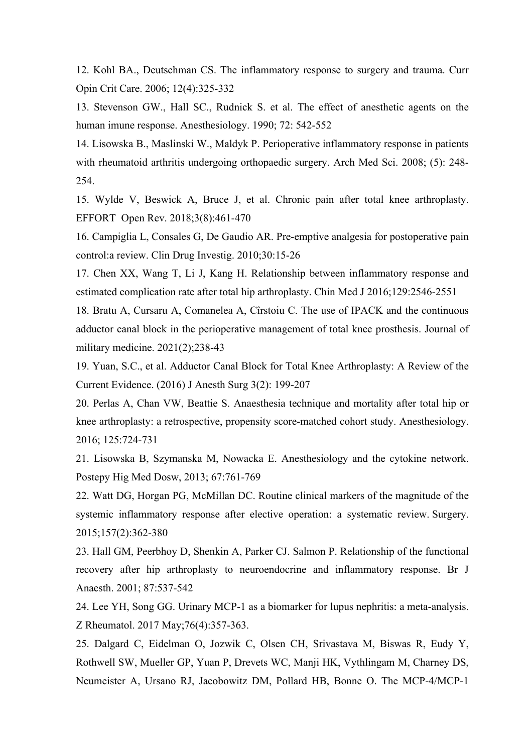12. Kohl BA., Deutschman CS. The inflammatory response to surgery and trauma. Curr Opin Crit Care. 2006; 12(4):325-332

13. Stevenson GW., Hall SC., Rudnick S. et al. The effect of anesthetic agents on the human imune response. Anesthesiology. 1990; 72: 542-552

14. Lisowska B., Maslinski W., Maldyk P. Perioperative inflammatory response in patients with rheumatoid arthritis undergoing orthopaedic surgery. Arch Med Sci. 2008; (5): 248-254.

15. Wylde V, Beswick A, Bruce J, et al. Chronic pain after total knee arthroplasty. EFFORT Open Rev. 2018;3(8):461-470

16. Campiglia L, Consales G, De Gaudio AR. Pre-emptive analgesia for postoperative pain control:a review. Clin Drug Investig. 2010;30:15-26

17. Chen XX, Wang T, Li J, Kang H. Relationship between inflammatory response and estimated complication rate after total hip arthroplasty. Chin Med J 2016;129:2546-2551

18. Bratu A, Cursaru A, Comanelea A, Cîrstoiu C. The use of IPACK and the continuous adductor canal block in the perioperative management of total knee prosthesis. Journal of military medicine. 2021(2);238-43

19. Yuan, S.C., et al. Adductor Canal Block for Total Knee Arthroplasty: A Review of the Current Evidence. (2016) J Anesth Surg 3(2): 199-207

20. Perlas A, Chan VW, Beattie S. Anaesthesia technique and mortality after total hip or knee arthroplasty: a retrospective, propensity score-matched cohort study. Anesthesiology. 2016; 125:724-731

21. Lisowska B, Szymanska M, Nowacka E. Anesthesiology and the cytokine network. Postepy Hig Med Dosw, 2013; 67:761-769

22. Watt DG, Horgan PG, McMillan DC. Routine clinical markers of the magnitude of the systemic inflammatory response after elective operation: a systematic review. Surgery. 2015;157(2):362-380

23. Hall GM, Peerbhoy D, Shenkin A, Parker CJ. Salmon P. Relationship of the functional recovery after hip arthroplasty to neuroendocrine and inflammatory response. Br J Anaesth. 2001; 87:537-542

24. Lee YH, Song GG. Urinary MCP-1 as a biomarker for lupus nephritis: a meta-analysis. Z Rheumatol. 2017 May;76(4):357-363.

25. Dalgard C, Eidelman O, Jozwik C, Olsen CH, Srivastava M, Biswas R, Eudy Y, Rothwell SW, Mueller GP, Yuan P, Drevets WC, Manji HK, Vythlingam M, Charney DS, Neumeister A, Ursano RJ, Jacobowitz DM, Pollard HB, Bonne O. The MCP-4/MCP-1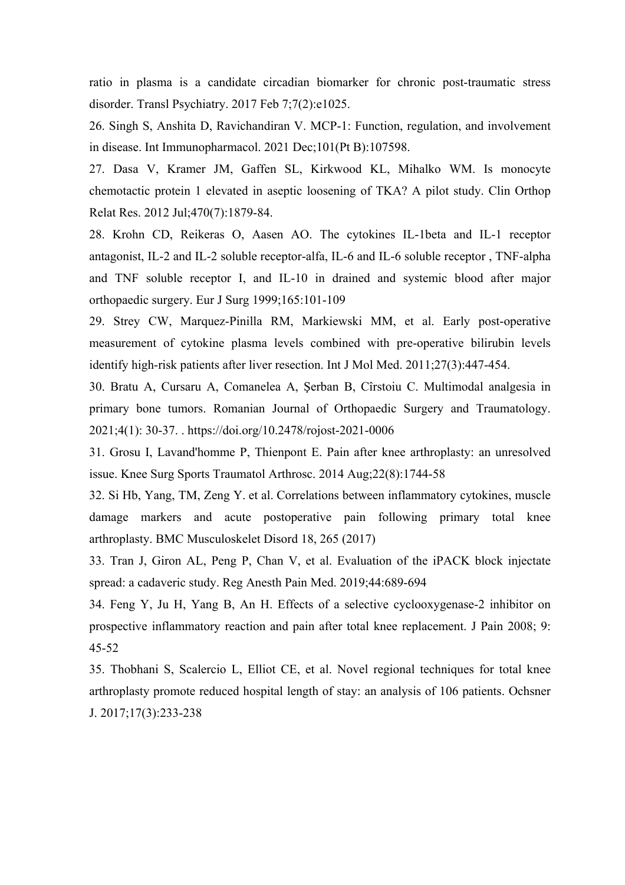ratio in plasma is a candidate circadian biomarker for chronic post-traumatic stress disorder. Transl Psychiatry. 2017 Feb 7;7(2):e1025.

26. Singh S, Anshita D, Ravichandiran V. MCP-1: Function, regulation, and involvement in disease. Int Immunopharmacol. 2021 Dec;101(Pt B):107598.

27. Dasa V, Kramer JM, Gaffen SL, Kirkwood KL, Mihalko WM. Is monocyte chemotactic protein 1 elevated in aseptic loosening of TKA? A pilot study. Clin Orthop Relat Res. 2012 Jul;470(7):1879-84.

28. Krohn CD, Reikeras O, Aasen AO. The cytokines IL-1beta and IL-1 receptor antagonist, IL-2 and IL-2 soluble receptor-alfa, IL-6 and IL-6 soluble receptor , TNF-alpha and TNF soluble receptor I, and IL-10 in drained and systemic blood after major orthopaedic surgery. Eur J Surg 1999;165:101-109

29. Strey CW, Marquez-Pinilla RM, Markiewski MM, et al. Early post-operative measurement of cytokine plasma levels combined with pre-operative bilirubin levels identify high-risk patients after liver resection. Int J Mol Med. 2011;27(3):447-454.

30. Bratu A, Cursaru A, Comanelea A, Şerban B, Cîrstoiu C. Multimodal analgesia in primary bone tumors. Romanian Journal of Orthopaedic Surgery and Traumatology. 2021;4(1): 30-37. . https://doi.org/10.2478/rojost-2021-0006

31. Grosu I, Lavand'homme P, Thienpont E. Pain after knee arthroplasty: an unresolved issue. Knee Surg Sports Traumatol Arthrosc. 2014 Aug;22(8):1744-58

32. Si Hb, Yang, TM, Zeng Y. et al. Correlations between inflammatory cytokines, muscle damage markers and acute postoperative pain following primary total knee arthroplasty. BMC Musculoskelet Disord 18, 265 (2017)

33. Tran J, Giron AL, Peng P, Chan V, et al. Evaluation of the iPACK block injectate spread: a cadaveric study. Reg Anesth Pain Med. 2019;44:689-694

34. Feng Y, Ju H, Yang B, An H. Effects of a selective cyclooxygenase-2 inhibitor on prospective inflammatory reaction and pain after total knee replacement. J Pain 2008; 9: 45-52

35. Thobhani S, Scalercio L, Elliot CE, et al. Novel regional techniques for total knee arthroplasty promote reduced hospital length of stay: an analysis of 106 patients. Ochsner J. 2017;17(3):233-238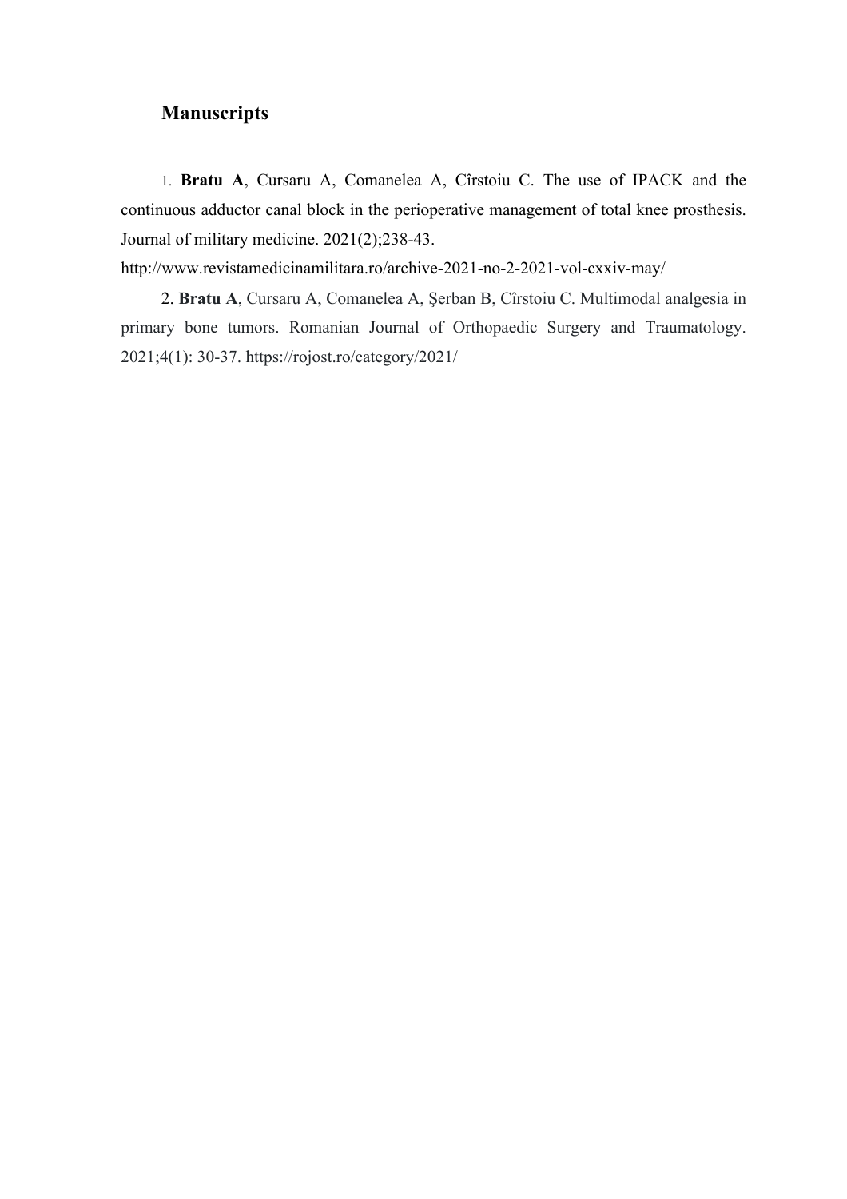## Manuscripts

1. **Bratu A**, Cursaru A, Comanelea A, Cîrstoiu C. The use of IPACK and the continuous adductor canal block in the perioperative management of total knee prosthesis. Journal of military medicine. 2021(2);238-43. http://www.revistamedicinamilitara.ro/archive-2021-no-2-2021-vol-cxxiv-may/

2. **Bratu A**, Cursaru A, Comanelea A, Şerban B, Cîrstoiu C. Multimodal analgesia in primary bone tumors. Romanian Journal of Orthopaedic Surgery and Traumatology. 2021;4(1): 30-37. https://rojost.ro/category/2021/